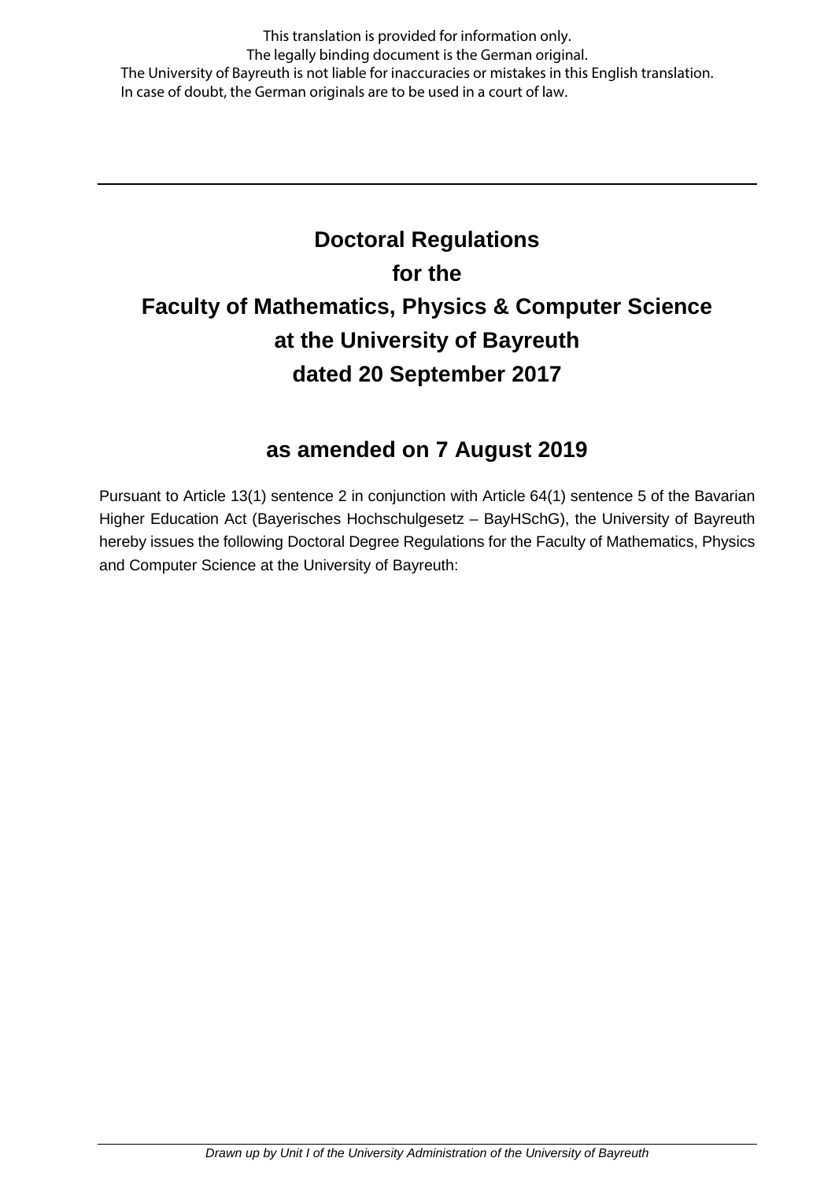This translation is provided for information only.
The legally binding document is the German original.
The University of Bayreuth is not liable for inaccuracies or mistakes in this English translation.
In case of doubt, the German originals are to be used in a court of law.

---

# Doctoral Regulations
# for the
# Faculty of Mathematics, Physics & Computer Science
# at the University of Bayreuth
# dated 20 September 2017

## as amended on 7 August 2019

Pursuant to Article 13(1) sentence 2 in conjunction with Article 64(1) sentence 5 of the Bavarian Higher Education Act (Bayerisches Hochschulgesetz – BayHSchG), the University of Bayreuth hereby issues the following Doctoral Degree Regulations for the Faculty of Mathematics, Physics and Computer Science at the University of Bayreuth:

*Drawn up by Unit I of the University Administration of the University of Bayreuth*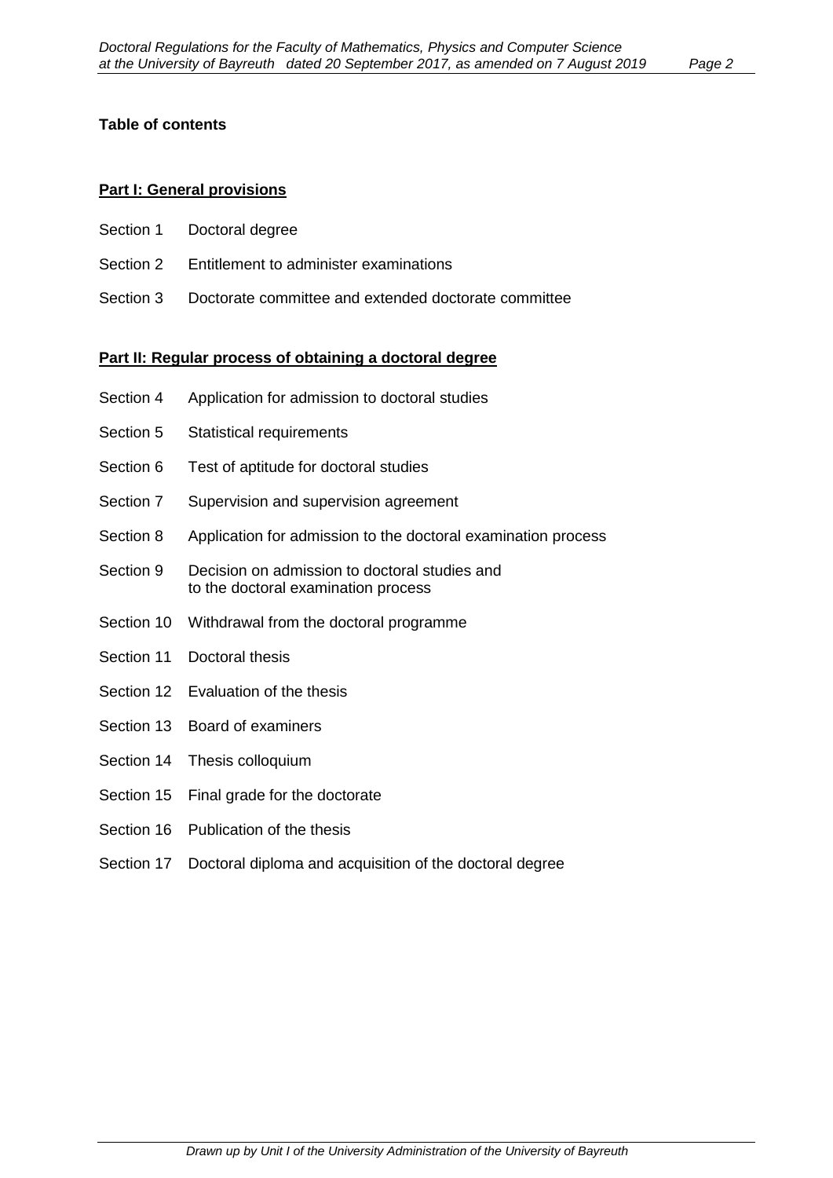**Table of contents**

**Part I: General provisions**

Section 1 Doctoral degree

Section 2 Entitlement to administer examinations

Section 3 Doctorate committee and extended doctorate committee

**Part II: Regular process of obtaining a doctoral degree**

Section 4 Application for admission to doctoral studies

Section 5 Statistical requirements

Section 6 Test of aptitude for doctoral studies

Section 7 Supervision and supervision agreement

Section 8 Application for admission to the doctoral examination process

Section 9 Decision on admission to doctoral studies and to the doctoral examination process

Section 10 Withdrawal from the doctoral programme

Section 11 Doctoral thesis

Section 12 Evaluation of the thesis

Section 13 Board of examiners

Section 14 Thesis colloquium

Section 15 Final grade for the doctorate

Section 16 Publication of the thesis

Section 17 Doctoral diploma and acquisition of the doctoral degree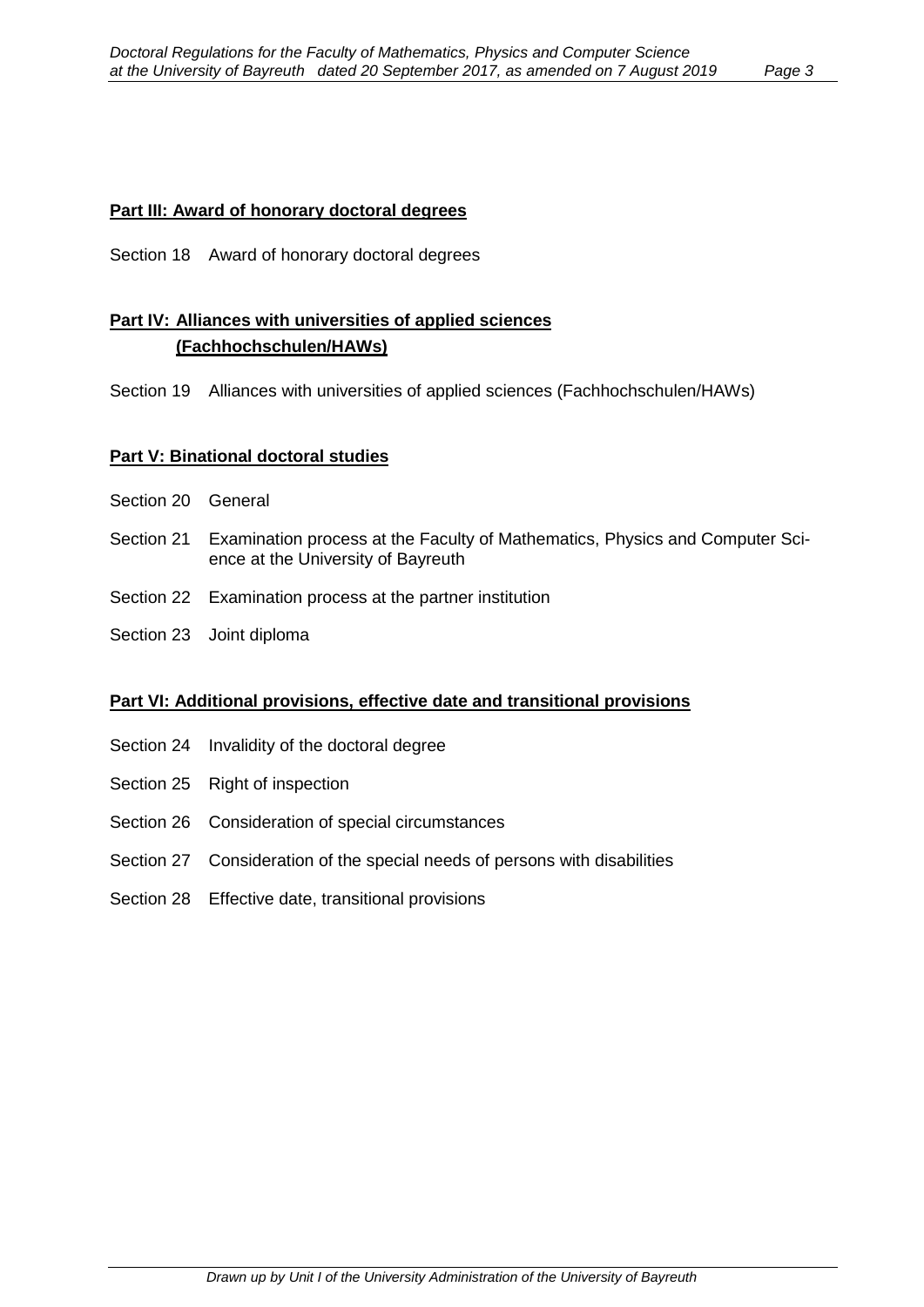**Part III: Award of honorary doctoral degrees**

Section 18 Award of honorary doctoral degrees

**Part IV: Alliances with universities of applied sciences (Fachhochschulen/HAWs)**

Section 19 Alliances with universities of applied sciences (Fachhochschulen/HAWs)

**Part V: Binational doctoral studies**

Section 20 General

Section 21 Examination process at the Faculty of Mathematics, Physics and Computer Science at the University of Bayreuth

Section 22 Examination process at the partner institution

Section 23 Joint diploma

**Part VI: Additional provisions, effective date and transitional provisions**

Section 24 Invalidity of the doctoral degree

Section 25 Right of inspection

Section 26 Consideration of special circumstances

Section 27 Consideration of the special needs of persons with disabilities

Section 28 Effective date, transitional provisions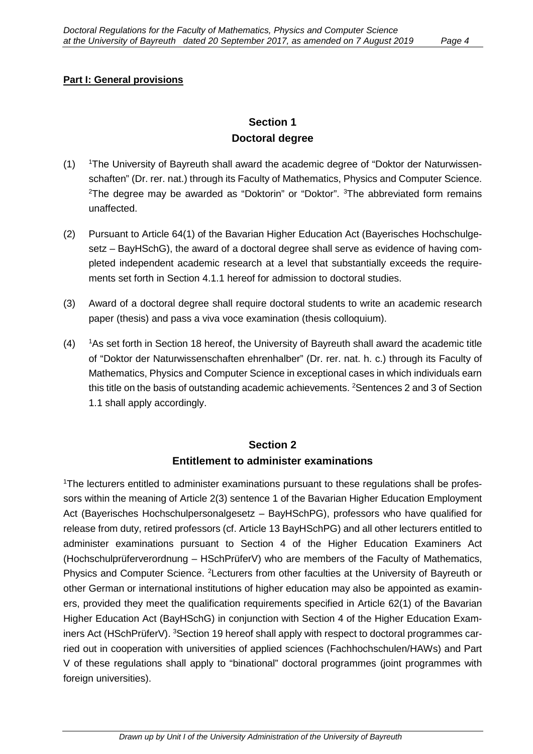**Part I: General provisions**

## Section 1
## Doctoral degree

(1) [1]The University of Bayreuth shall award the academic degree of "Doktor der Naturwissenschaften" (Dr. rer. nat.) through its Faculty of Mathematics, Physics and Computer Science. [2]The degree may be awarded as "Doktorin" or "Doktor". [3]The abbreviated form remains unaffected.

(2) Pursuant to Article 64(1) of the Bavarian Higher Education Act (Bayerisches Hochschulgesetz – BayHSchG), the award of a doctoral degree shall serve as evidence of having completed independent academic research at a level that substantially exceeds the requirements set forth in Section 4.1.1 hereof for admission to doctoral studies.

(3) Award of a doctoral degree shall require doctoral students to write an academic research paper (thesis) and pass a viva voce examination (thesis colloquium).

(4) [1]As set forth in Section 18 hereof, the University of Bayreuth shall award the academic title of "Doktor der Naturwissenschaften ehrenhalber" (Dr. rer. nat. h. c.) through its Faculty of Mathematics, Physics and Computer Science in exceptional cases in which individuals earn this title on the basis of outstanding academic achievements. [2]Sentences 2 and 3 of Section 1.1 shall apply accordingly.

## Section 2
## Entitlement to administer examinations

[1]The lecturers entitled to administer examinations pursuant to these regulations shall be professors within the meaning of Article 2(3) sentence 1 of the Bavarian Higher Education Employment Act (Bayerisches Hochschulpersonalgesetz – BayHSchPG), professors who have qualified for release from duty, retired professors (cf. Article 13 BayHSchPG) and all other lecturers entitled to administer examinations pursuant to Section 4 of the Higher Education Examiners Act (Hochschulprüferverordnung – HSchPrüferV) who are members of the Faculty of Mathematics, Physics and Computer Science. [2]Lecturers from other faculties at the University of Bayreuth or other German or international institutions of higher education may also be appointed as examiners, provided they meet the qualification requirements specified in Article 62(1) of the Bavarian Higher Education Act (BayHSchG) in conjunction with Section 4 of the Higher Education Examiners Act (HSchPrüferV). [3]Section 19 hereof shall apply with respect to doctoral programmes carried out in cooperation with universities of applied sciences (Fachhochschulen/HAWs) and Part V of these regulations shall apply to "binational" doctoral programmes (joint programmes with foreign universities).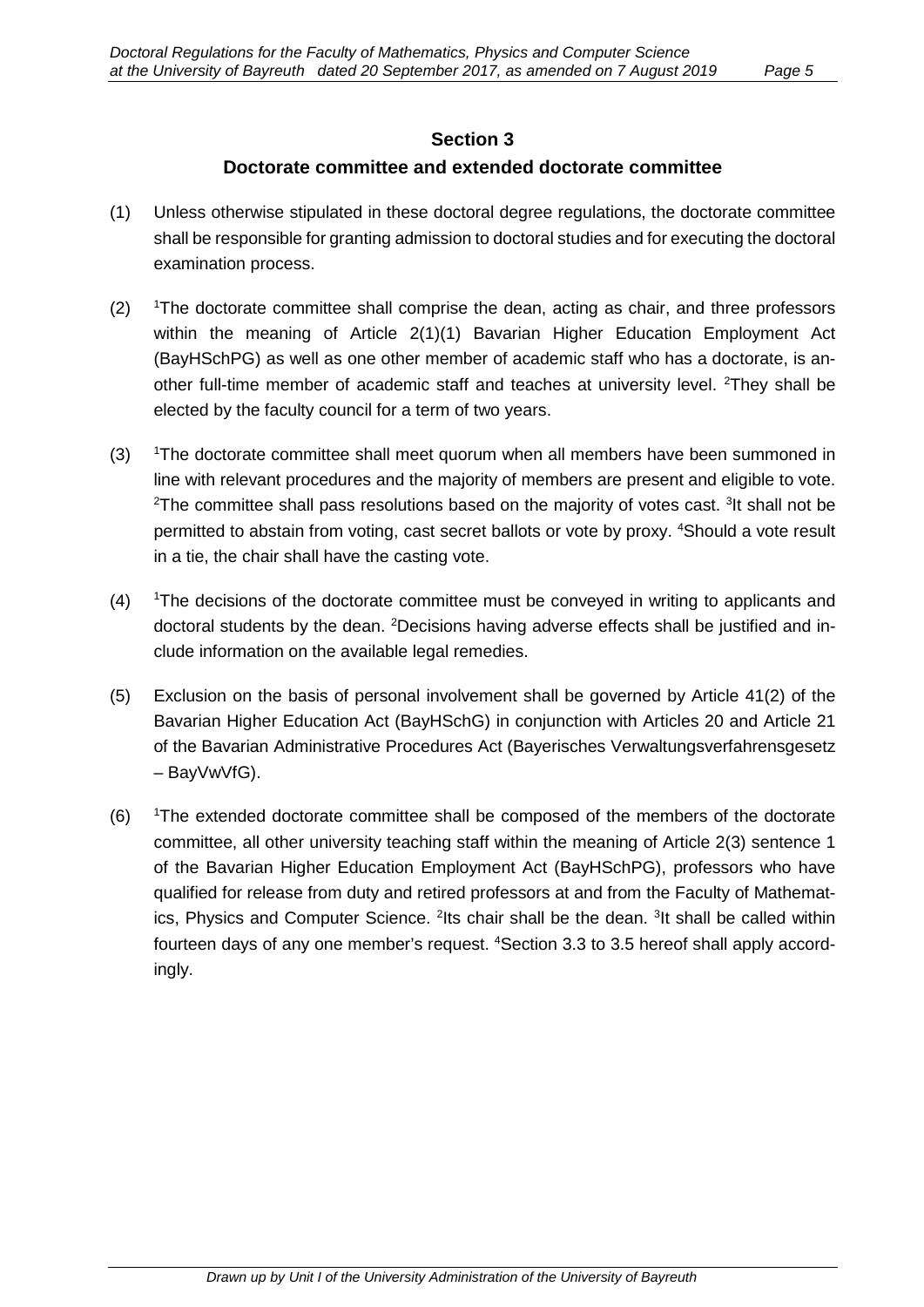## Section 3

## Doctorate committee and extended doctorate committee

(1) Unless otherwise stipulated in these doctoral degree regulations, the doctorate committee shall be responsible for granting admission to doctoral studies and for executing the doctoral examination process.

(2) [1]The doctorate committee shall comprise the dean, acting as chair, and three professors within the meaning of Article 2(1)(1) Bavarian Higher Education Employment Act (BayHSchPG) as well as one other member of academic staff who has a doctorate, is another full-time member of academic staff and teaches at university level. [2]They shall be elected by the faculty council for a term of two years.

(3) [1]The doctorate committee shall meet quorum when all members have been summoned in line with relevant procedures and the majority of members are present and eligible to vote. [2]The committee shall pass resolutions based on the majority of votes cast. [3]It shall not be permitted to abstain from voting, cast secret ballots or vote by proxy. [4]Should a vote result in a tie, the chair shall have the casting vote.

(4) [1]The decisions of the doctorate committee must be conveyed in writing to applicants and doctoral students by the dean. [2]Decisions having adverse effects shall be justified and include information on the available legal remedies.

(5) Exclusion on the basis of personal involvement shall be governed by Article 41(2) of the Bavarian Higher Education Act (BayHSchG) in conjunction with Articles 20 and Article 21 of the Bavarian Administrative Procedures Act (Bayerisches Verwaltungsverfahrensgesetz – BayVwVfG).

(6) [1]The extended doctorate committee shall be composed of the members of the doctorate committee, all other university teaching staff within the meaning of Article 2(3) sentence 1 of the Bavarian Higher Education Employment Act (BayHSchPG), professors who have qualified for release from duty and retired professors at and from the Faculty of Mathematics, Physics and Computer Science. [2]Its chair shall be the dean. [3]It shall be called within fourteen days of any one member's request. [4]Section 3.3 to 3.5 hereof shall apply accordingly.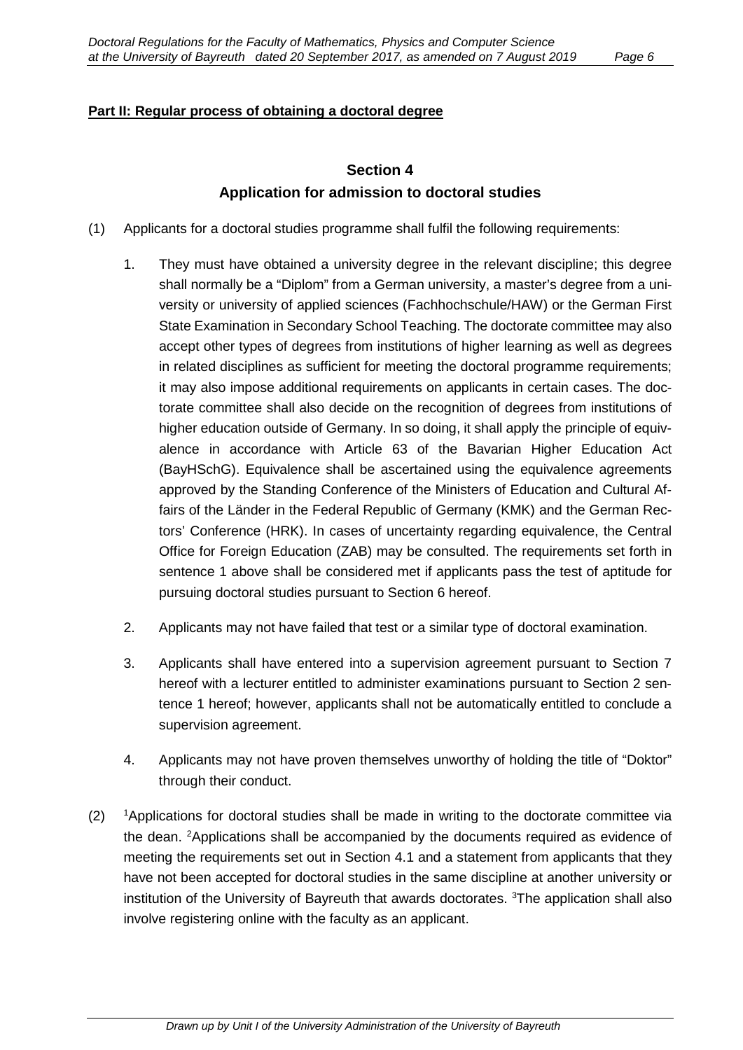**Part II: Regular process of obtaining a doctoral degree**

## Section 4
## Application for admission to doctoral studies

(1) Applicants for a doctoral studies programme shall fulfil the following requirements:

1. They must have obtained a university degree in the relevant discipline; this degree shall normally be a "Diplom" from a German university, a master's degree from a university or university of applied sciences (Fachhochschule/HAW) or the German First State Examination in Secondary School Teaching. The doctorate committee may also accept other types of degrees from institutions of higher learning as well as degrees in related disciplines as sufficient for meeting the doctoral programme requirements; it may also impose additional requirements on applicants in certain cases. The doctorate committee shall also decide on the recognition of degrees from institutions of higher education outside of Germany. In so doing, it shall apply the principle of equivalence in accordance with Article 63 of the Bavarian Higher Education Act (BayHSchG). Equivalence shall be ascertained using the equivalence agreements approved by the Standing Conference of the Ministers of Education and Cultural Affairs of the Länder in the Federal Republic of Germany (KMK) and the German Rectors' Conference (HRK). In cases of uncertainty regarding equivalence, the Central Office for Foreign Education (ZAB) may be consulted. The requirements set forth in sentence 1 above shall be considered met if applicants pass the test of aptitude for pursuing doctoral studies pursuant to Section 6 hereof.

2. Applicants may not have failed that test or a similar type of doctoral examination.

3. Applicants shall have entered into a supervision agreement pursuant to Section 7 hereof with a lecturer entitled to administer examinations pursuant to Section 2 sentence 1 hereof; however, applicants shall not be automatically entitled to conclude a supervision agreement.

4. Applicants may not have proven themselves unworthy of holding the title of "Doktor" through their conduct.

(2) [1]Applications for doctoral studies shall be made in writing to the doctorate committee via the dean. [2]Applications shall be accompanied by the documents required as evidence of meeting the requirements set out in Section 4.1 and a statement from applicants that they have not been accepted for doctoral studies in the same discipline at another university or institution of the University of Bayreuth that awards doctorates. [3]The application shall also involve registering online with the faculty as an applicant.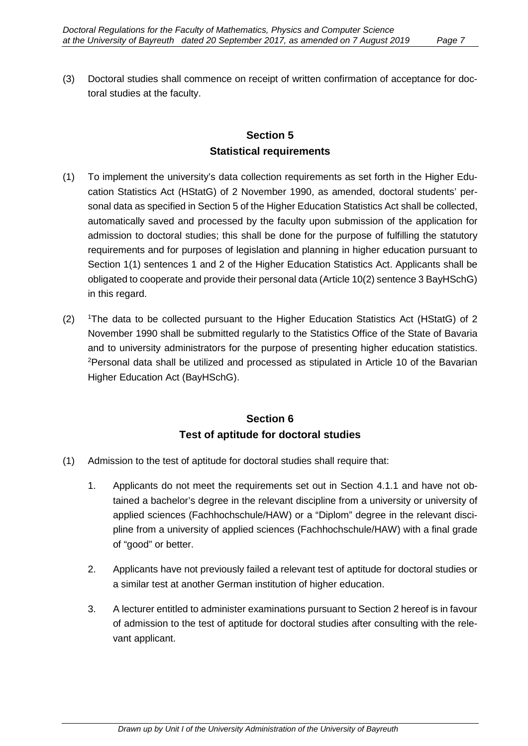(3) Doctoral studies shall commence on receipt of written confirmation of acceptance for doctoral studies at the faculty.

## Section 5
## Statistical requirements

(1) To implement the university's data collection requirements as set forth in the Higher Education Statistics Act (HStatG) of 2 November 1990, as amended, doctoral students' personal data as specified in Section 5 of the Higher Education Statistics Act shall be collected, automatically saved and processed by the faculty upon submission of the application for admission to doctoral studies; this shall be done for the purpose of fulfilling the statutory requirements and for purposes of legislation and planning in higher education pursuant to Section 1(1) sentences 1 and 2 of the Higher Education Statistics Act. Applicants shall be obligated to cooperate and provide their personal data (Article 10(2) sentence 3 BayHSchG) in this regard.

(2) [1]The data to be collected pursuant to the Higher Education Statistics Act (HStatG) of 2 November 1990 shall be submitted regularly to the Statistics Office of the State of Bavaria and to university administrators for the purpose of presenting higher education statistics. [2]Personal data shall be utilized and processed as stipulated in Article 10 of the Bavarian Higher Education Act (BayHSchG).

## Section 6
## Test of aptitude for doctoral studies

(1) Admission to the test of aptitude for doctoral studies shall require that:

1. Applicants do not meet the requirements set out in Section 4.1.1 and have not obtained a bachelor's degree in the relevant discipline from a university or university of applied sciences (Fachhochschule/HAW) or a "Diplom" degree in the relevant discipline from a university of applied sciences (Fachhochschule/HAW) with a final grade of "good" or better.

2. Applicants have not previously failed a relevant test of aptitude for doctoral studies or a similar test at another German institution of higher education.

3. A lecturer entitled to administer examinations pursuant to Section 2 hereof is in favour of admission to the test of aptitude for doctoral studies after consulting with the relevant applicant.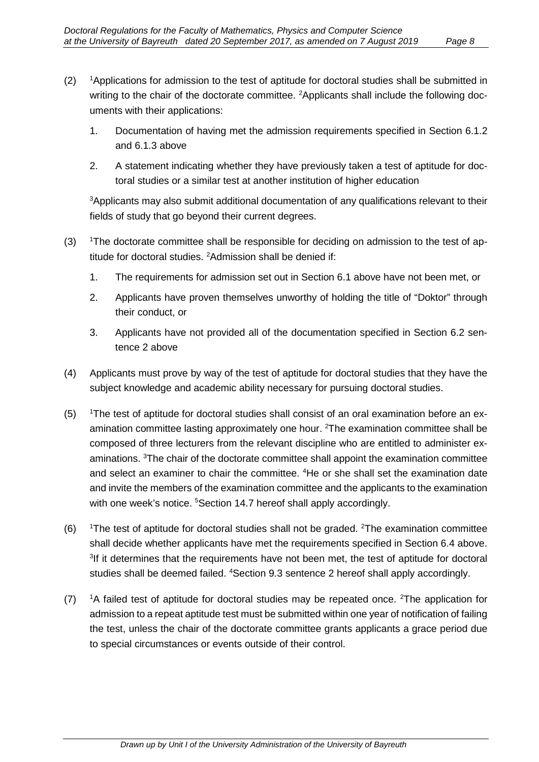(2) [1]Applications for admission to the test of aptitude for doctoral studies shall be submitted in writing to the chair of the doctorate committee. [2]Applicants shall include the following documents with their applications:

1. Documentation of having met the admission requirements specified in Section 6.1.2 and 6.1.3 above
2. A statement indicating whether they have previously taken a test of aptitude for doctoral studies or a similar test at another institution of higher education

[3]Applicants may also submit additional documentation of any qualifications relevant to their fields of study that go beyond their current degrees.

(3) [1]The doctorate committee shall be responsible for deciding on admission to the test of aptitude for doctoral studies. [2]Admission shall be denied if:

1. The requirements for admission set out in Section 6.1 above have not been met, or
2. Applicants have proven themselves unworthy of holding the title of "Doktor" through their conduct, or
3. Applicants have not provided all of the documentation specified in Section 6.2 sentence 2 above

(4) Applicants must prove by way of the test of aptitude for doctoral studies that they have the subject knowledge and academic ability necessary for pursuing doctoral studies.

(5) [1]The test of aptitude for doctoral studies shall consist of an oral examination before an examination committee lasting approximately one hour. [2]The examination committee shall be composed of three lecturers from the relevant discipline who are entitled to administer examinations. [3]The chair of the doctorate committee shall appoint the examination committee and select an examiner to chair the committee. [4]He or she shall set the examination date and invite the members of the examination committee and the applicants to the examination with one week's notice. [5]Section 14.7 hereof shall apply accordingly.

(6) [1]The test of aptitude for doctoral studies shall not be graded. [2]The examination committee shall decide whether applicants have met the requirements specified in Section 6.4 above. [3]If it determines that the requirements have not been met, the test of aptitude for doctoral studies shall be deemed failed. [4]Section 9.3 sentence 2 hereof shall apply accordingly.

(7) [1]A failed test of aptitude for doctoral studies may be repeated once. [2]The application for admission to a repeat aptitude test must be submitted within one year of notification of failing the test, unless the chair of the doctorate committee grants applicants a grace period due to special circumstances or events outside of their control.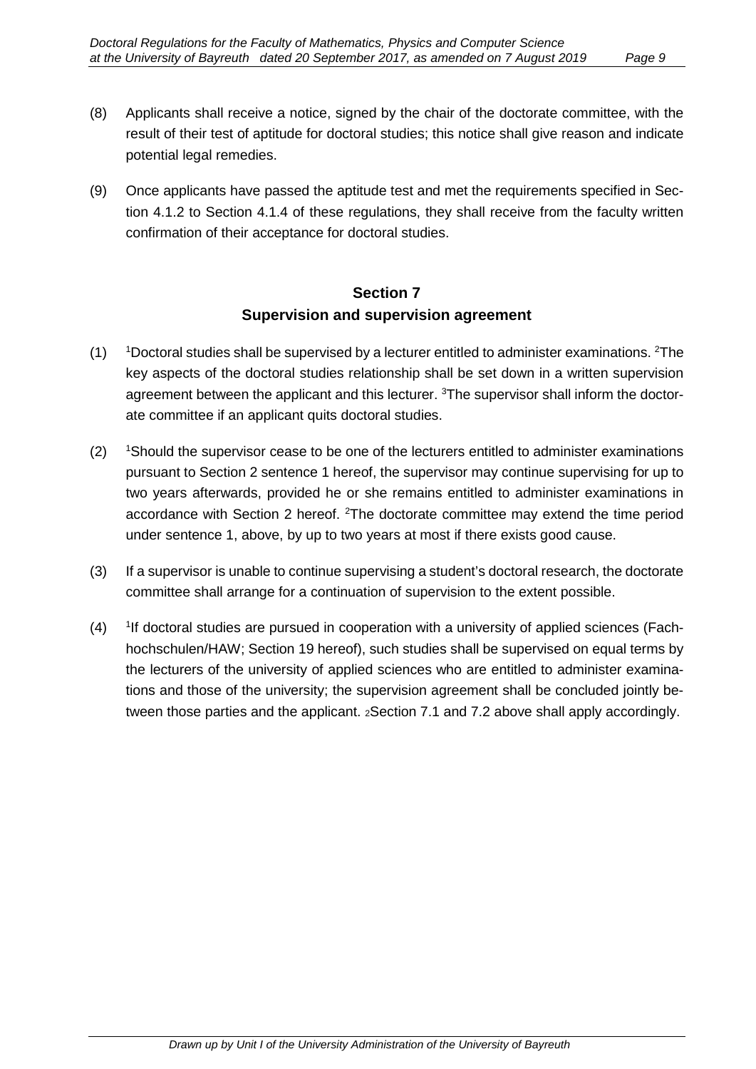(8) Applicants shall receive a notice, signed by the chair of the doctorate committee, with the result of their test of aptitude for doctoral studies; this notice shall give reason and indicate potential legal remedies.

(9) Once applicants have passed the aptitude test and met the requirements specified in Section 4.1.2 to Section 4.1.4 of these regulations, they shall receive from the faculty written confirmation of their acceptance for doctoral studies.

## Section 7
## Supervision and supervision agreement

(1) [1]Doctoral studies shall be supervised by a lecturer entitled to administer examinations. [2]The key aspects of the doctoral studies relationship shall be set down in a written supervision agreement between the applicant and this lecturer. [3]The supervisor shall inform the doctorate committee if an applicant quits doctoral studies.

(2) [1]Should the supervisor cease to be one of the lecturers entitled to administer examinations pursuant to Section 2 sentence 1 hereof, the supervisor may continue supervising for up to two years afterwards, provided he or she remains entitled to administer examinations in accordance with Section 2 hereof. [2]The doctorate committee may extend the time period under sentence 1, above, by up to two years at most if there exists good cause.

(3) If a supervisor is unable to continue supervising a student's doctoral research, the doctorate committee shall arrange for a continuation of supervision to the extent possible.

(4) [1]If doctoral studies are pursued in cooperation with a university of applied sciences (Fachhochschulen/HAW; Section 19 hereof), such studies shall be supervised on equal terms by the lecturers of the university of applied sciences who are entitled to administer examinations and those of the university; the supervision agreement shall be concluded jointly between those parties and the applicant. [2]Section 7.1 and 7.2 above shall apply accordingly.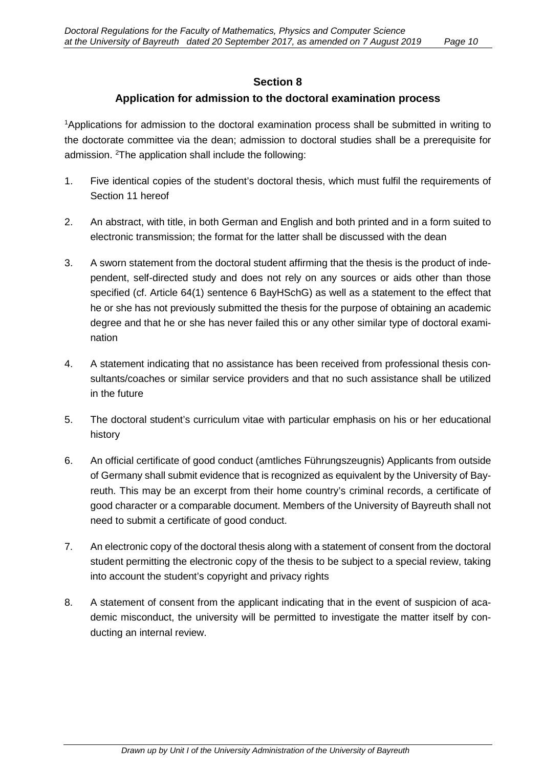## Section 8

## Application for admission to the doctoral examination process

[1]Applications for admission to the doctoral examination process shall be submitted in writing to the doctorate committee via the dean; admission to doctoral studies shall be a prerequisite for admission. [2]The application shall include the following:

1. Five identical copies of the student's doctoral thesis, which must fulfil the requirements of Section 11 hereof

2. An abstract, with title, in both German and English and both printed and in a form suited to electronic transmission; the format for the latter shall be discussed with the dean

3. A sworn statement from the doctoral student affirming that the thesis is the product of independent, self-directed study and does not rely on any sources or aids other than those specified (cf. Article 64(1) sentence 6 BayHSchG) as well as a statement to the effect that he or she has not previously submitted the thesis for the purpose of obtaining an academic degree and that he or she has never failed this or any other similar type of doctoral examination

4. A statement indicating that no assistance has been received from professional thesis consultants/coaches or similar service providers and that no such assistance shall be utilized in the future

5. The doctoral student's curriculum vitae with particular emphasis on his or her educational history

6. An official certificate of good conduct (amtliches Führungszeugnis) Applicants from outside of Germany shall submit evidence that is recognized as equivalent by the University of Bayreuth. This may be an excerpt from their home country's criminal records, a certificate of good character or a comparable document. Members of the University of Bayreuth shall not need to submit a certificate of good conduct.

7. An electronic copy of the doctoral thesis along with a statement of consent from the doctoral student permitting the electronic copy of the thesis to be subject to a special review, taking into account the student's copyright and privacy rights

8. A statement of consent from the applicant indicating that in the event of suspicion of academic misconduct, the university will be permitted to investigate the matter itself by conducting an internal review.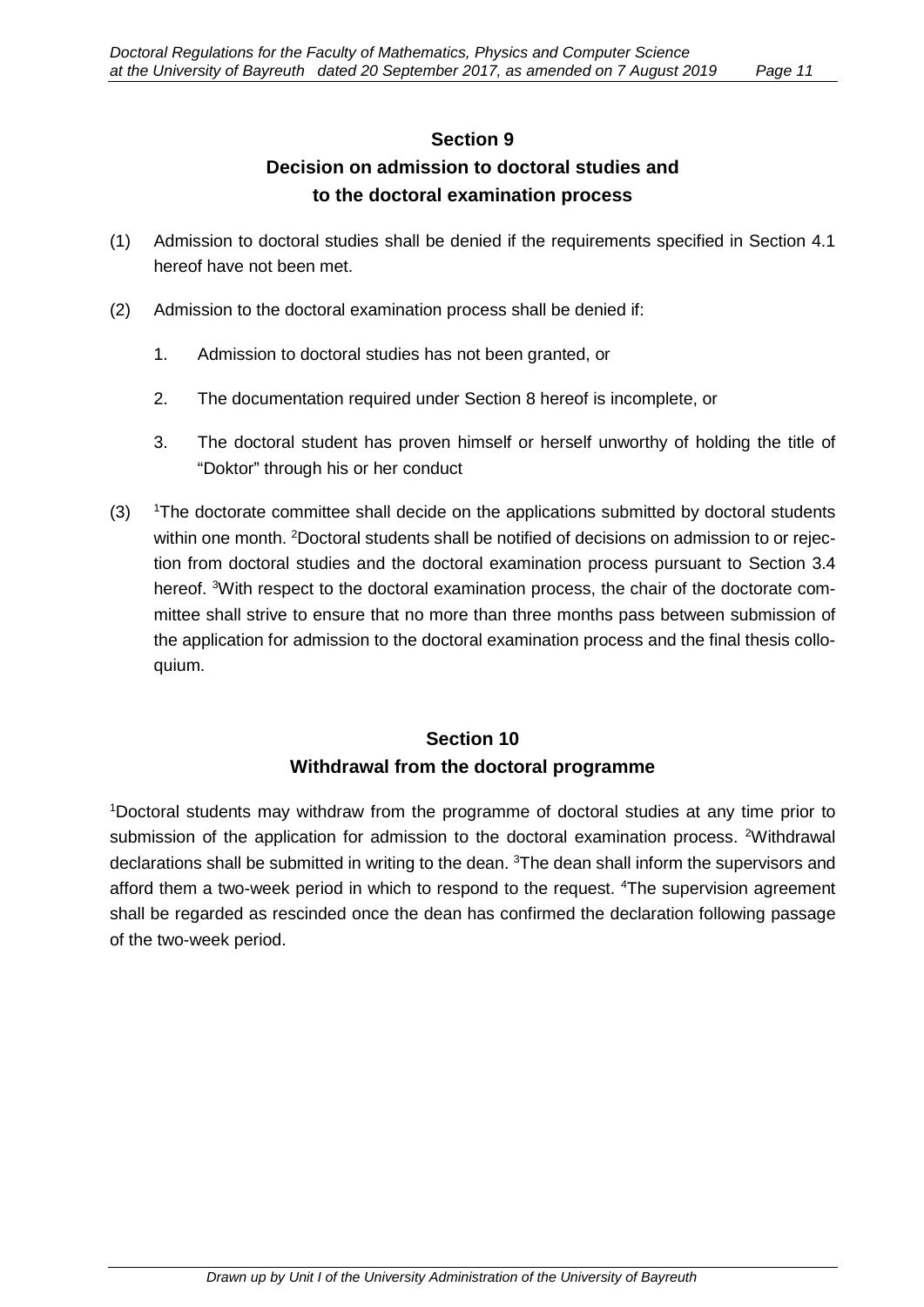## Section 9
## Decision on admission to doctoral studies and to the doctoral examination process

(1) Admission to doctoral studies shall be denied if the requirements specified in Section 4.1 hereof have not been met.

(2) Admission to the doctoral examination process shall be denied if:

1. Admission to doctoral studies has not been granted, or
2. The documentation required under Section 8 hereof is incomplete, or
3. The doctoral student has proven himself or herself unworthy of holding the title of "Doktor" through his or her conduct

(3) [1]The doctorate committee shall decide on the applications submitted by doctoral students within one month. [2]Doctoral students shall be notified of decisions on admission to or rejection from doctoral studies and the doctoral examination process pursuant to Section 3.4 hereof. [3]With respect to the doctoral examination process, the chair of the doctorate committee shall strive to ensure that no more than three months pass between submission of the application for admission to the doctoral examination process and the final thesis colloquium.

## Section 10
## Withdrawal from the doctoral programme

[1]Doctoral students may withdraw from the programme of doctoral studies at any time prior to submission of the application for admission to the doctoral examination process. [2]Withdrawal declarations shall be submitted in writing to the dean. [3]The dean shall inform the supervisors and afford them a two-week period in which to respond to the request. [4]The supervision agreement shall be regarded as rescinded once the dean has confirmed the declaration following passage of the two-week period.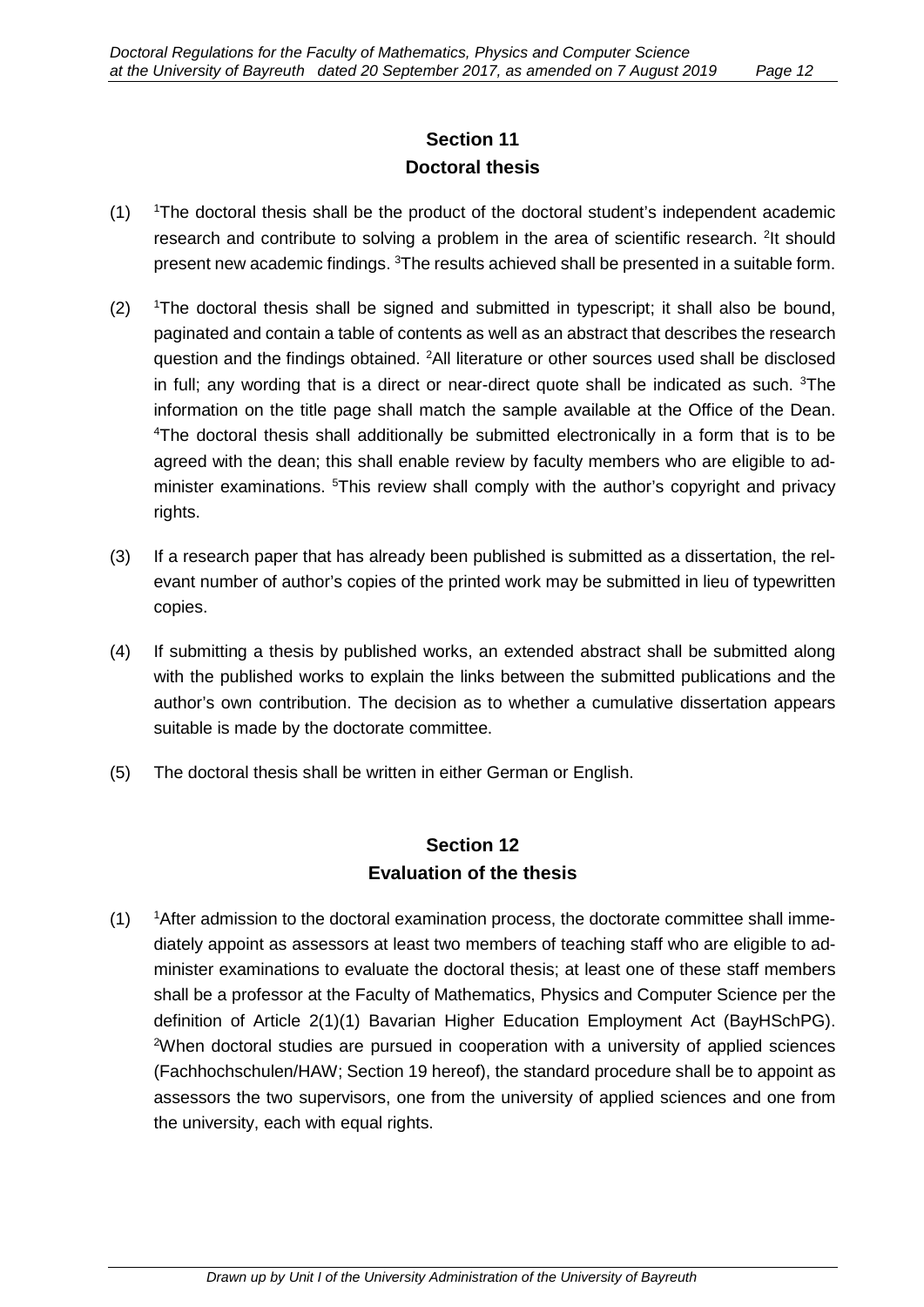## Section 11
## Doctoral thesis

(1) [1]The doctoral thesis shall be the product of the doctoral student's independent academic research and contribute to solving a problem in the area of scientific research. [2]It should present new academic findings. [3]The results achieved shall be presented in a suitable form.

(2) [1]The doctoral thesis shall be signed and submitted in typescript; it shall also be bound, paginated and contain a table of contents as well as an abstract that describes the research question and the findings obtained. [2]All literature or other sources used shall be disclosed in full; any wording that is a direct or near-direct quote shall be indicated as such. [3]The information on the title page shall match the sample available at the Office of the Dean. [4]The doctoral thesis shall additionally be submitted electronically in a form that is to be agreed with the dean; this shall enable review by faculty members who are eligible to administer examinations. [5]This review shall comply with the author's copyright and privacy rights.

(3) If a research paper that has already been published is submitted as a dissertation, the relevant number of author's copies of the printed work may be submitted in lieu of typewritten copies.

(4) If submitting a thesis by published works, an extended abstract shall be submitted along with the published works to explain the links between the submitted publications and the author's own contribution. The decision as to whether a cumulative dissertation appears suitable is made by the doctorate committee.

(5) The doctoral thesis shall be written in either German or English.

## Section 12
## Evaluation of the thesis

(1) [1]After admission to the doctoral examination process, the doctorate committee shall immediately appoint as assessors at least two members of teaching staff who are eligible to administer examinations to evaluate the doctoral thesis; at least one of these staff members shall be a professor at the Faculty of Mathematics, Physics and Computer Science per the definition of Article 2(1)(1) Bavarian Higher Education Employment Act (BayHSchPG). [2]When doctoral studies are pursued in cooperation with a university of applied sciences (Fachhochschulen/HAW; Section 19 hereof), the standard procedure shall be to appoint as assessors the two supervisors, one from the university of applied sciences and one from the university, each with equal rights.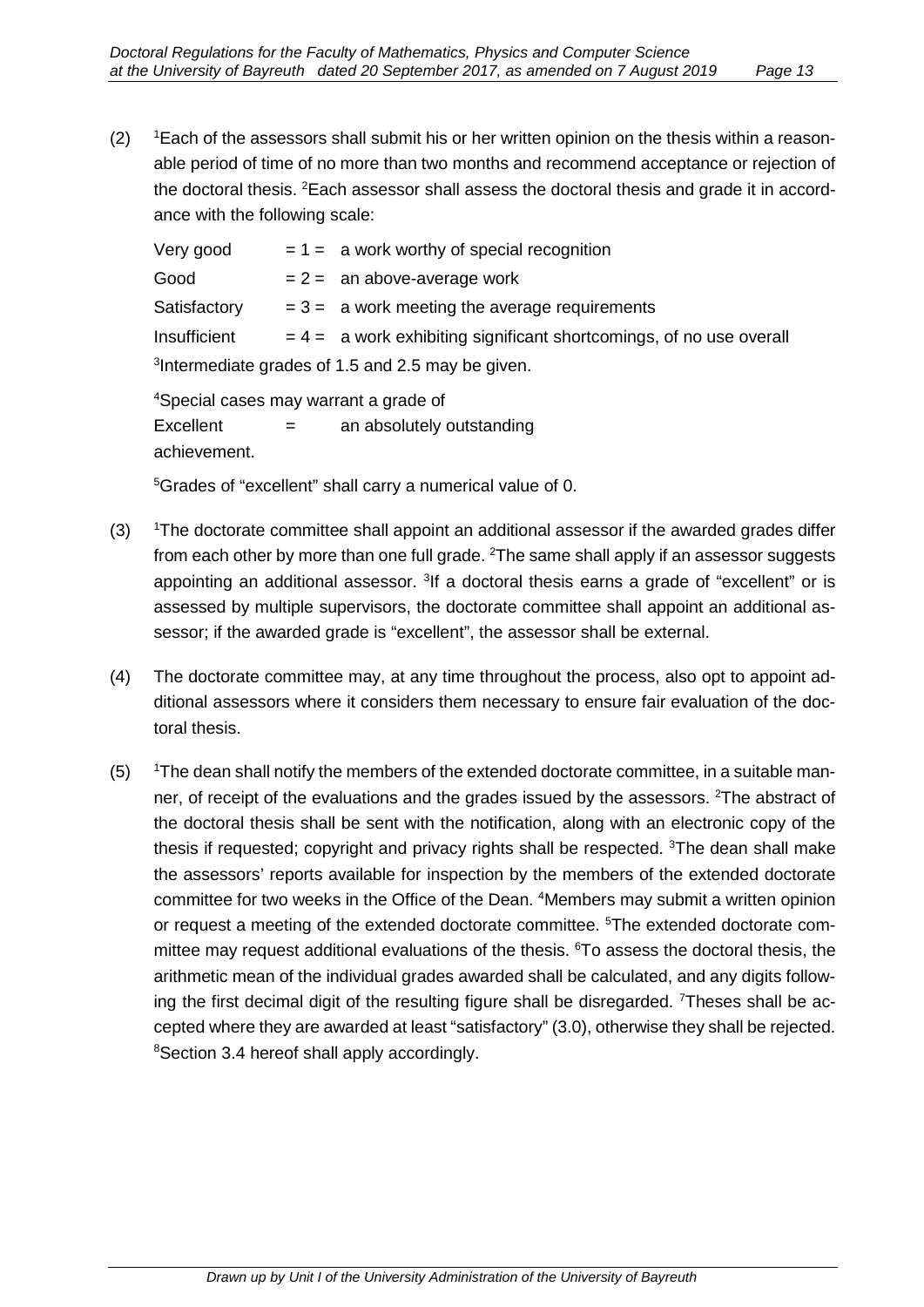(2) [1]Each of the assessors shall submit his or her written opinion on the thesis within a reasonable period of time of no more than two months and recommend acceptance or rejection of the doctoral thesis. [2]Each assessor shall assess the doctoral thesis and grade it in accordance with the following scale:

| | | |
|---|---|---|
| Very good | = 1 = | a work worthy of special recognition |
| Good | = 2 = | an above-average work |
| Satisfactory | = 3 = | a work meeting the average requirements |
| Insufficient | = 4 = | a work exhibiting significant shortcomings, of no use overall |

[3]Intermediate grades of 1.5 and 2.5 may be given.

[4]Special cases may warrant a grade of
Excellent = an absolutely outstanding achievement.

[5]Grades of "excellent" shall carry a numerical value of 0.

(3) [1]The doctorate committee shall appoint an additional assessor if the awarded grades differ from each other by more than one full grade. [2]The same shall apply if an assessor suggests appointing an additional assessor. [3]If a doctoral thesis earns a grade of "excellent" or is assessed by multiple supervisors, the doctorate committee shall appoint an additional assessor; if the awarded grade is "excellent", the assessor shall be external.

(4) The doctorate committee may, at any time throughout the process, also opt to appoint additional assessors where it considers them necessary to ensure fair evaluation of the doctoral thesis.

(5) [1]The dean shall notify the members of the extended doctorate committee, in a suitable manner, of receipt of the evaluations and the grades issued by the assessors. [2]The abstract of the doctoral thesis shall be sent with the notification, along with an electronic copy of the thesis if requested; copyright and privacy rights shall be respected. [3]The dean shall make the assessors' reports available for inspection by the members of the extended doctorate committee for two weeks in the Office of the Dean. [4]Members may submit a written opinion or request a meeting of the extended doctorate committee. [5]The extended doctorate committee may request additional evaluations of the thesis. [6]To assess the doctoral thesis, the arithmetic mean of the individual grades awarded shall be calculated, and any digits following the first decimal digit of the resulting figure shall be disregarded. [7]Theses shall be accepted where they are awarded at least "satisfactory" (3.0), otherwise they shall be rejected. [8]Section 3.4 hereof shall apply accordingly.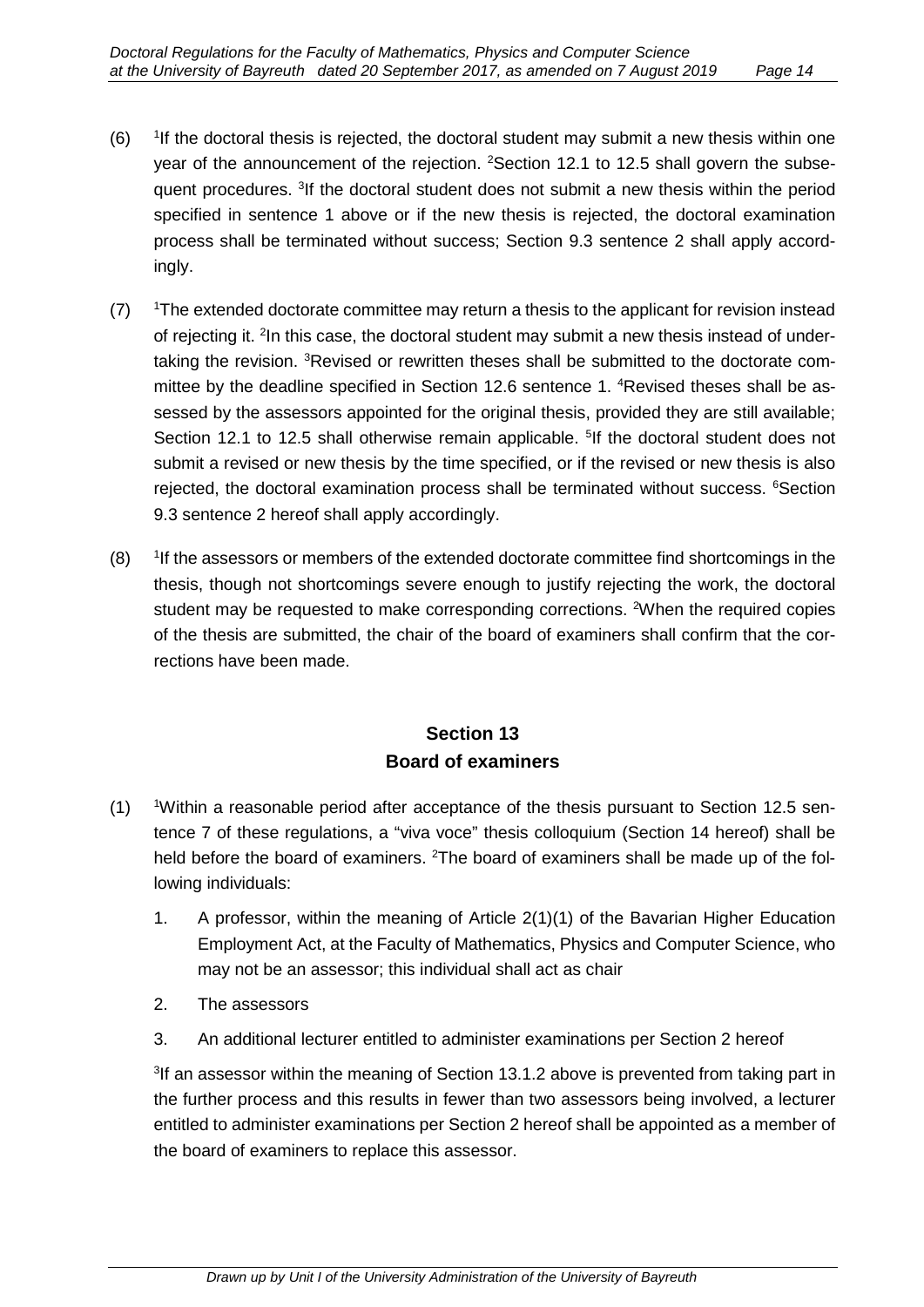(6) [1]If the doctoral thesis is rejected, the doctoral student may submit a new thesis within one year of the announcement of the rejection. [2]Section 12.1 to 12.5 shall govern the subsequent procedures. [3]If the doctoral student does not submit a new thesis within the period specified in sentence 1 above or if the new thesis is rejected, the doctoral examination process shall be terminated without success; Section 9.3 sentence 2 shall apply accordingly.

(7) [1]The extended doctorate committee may return a thesis to the applicant for revision instead of rejecting it. [2]In this case, the doctoral student may submit a new thesis instead of undertaking the revision. [3]Revised or rewritten theses shall be submitted to the doctorate committee by the deadline specified in Section 12.6 sentence 1. [4]Revised theses shall be assessed by the assessors appointed for the original thesis, provided they are still available; Section 12.1 to 12.5 shall otherwise remain applicable. [5]If the doctoral student does not submit a revised or new thesis by the time specified, or if the revised or new thesis is also rejected, the doctoral examination process shall be terminated without success. [6]Section 9.3 sentence 2 hereof shall apply accordingly.

(8) [1]If the assessors or members of the extended doctorate committee find shortcomings in the thesis, though not shortcomings severe enough to justify rejecting the work, the doctoral student may be requested to make corresponding corrections. [2]When the required copies of the thesis are submitted, the chair of the board of examiners shall confirm that the corrections have been made.

## Section 13
## Board of examiners

(1) [1]Within a reasonable period after acceptance of the thesis pursuant to Section 12.5 sentence 7 of these regulations, a "viva voce" thesis colloquium (Section 14 hereof) shall be held before the board of examiners. [2]The board of examiners shall be made up of the following individuals:

1. A professor, within the meaning of Article 2(1)(1) of the Bavarian Higher Education Employment Act, at the Faculty of Mathematics, Physics and Computer Science, who may not be an assessor; this individual shall act as chair
2. The assessors
3. An additional lecturer entitled to administer examinations per Section 2 hereof

[3]If an assessor within the meaning of Section 13.1.2 above is prevented from taking part in the further process and this results in fewer than two assessors being involved, a lecturer entitled to administer examinations per Section 2 hereof shall be appointed as a member of the board of examiners to replace this assessor.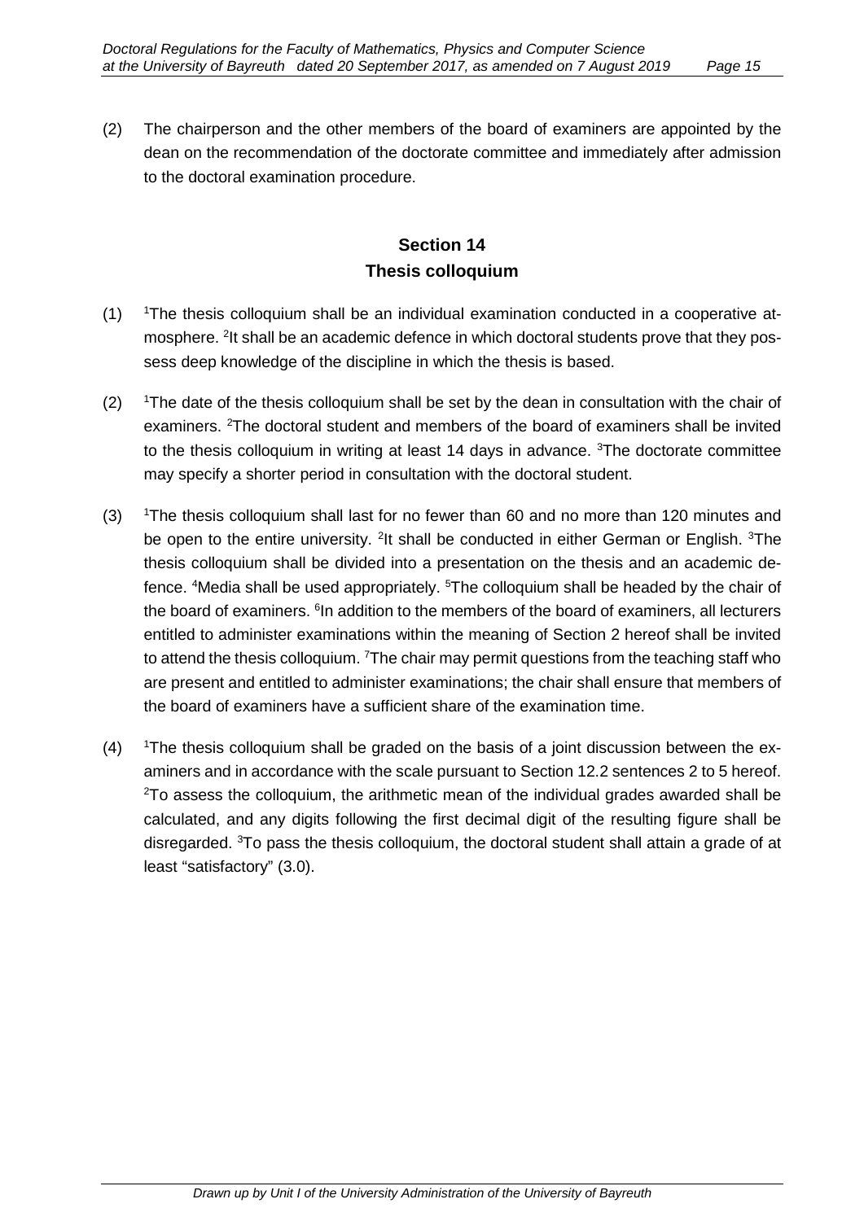(2) The chairperson and the other members of the board of examiners are appointed by the dean on the recommendation of the doctorate committee and immediately after admission to the doctoral examination procedure.

## Section 14
## Thesis colloquium

(1) [1]The thesis colloquium shall be an individual examination conducted in a cooperative atmosphere. [2]It shall be an academic defence in which doctoral students prove that they possess deep knowledge of the discipline in which the thesis is based.

(2) [1]The date of the thesis colloquium shall be set by the dean in consultation with the chair of examiners. [2]The doctoral student and members of the board of examiners shall be invited to the thesis colloquium in writing at least 14 days in advance. [3]The doctorate committee may specify a shorter period in consultation with the doctoral student.

(3) [1]The thesis colloquium shall last for no fewer than 60 and no more than 120 minutes and be open to the entire university. [2]It shall be conducted in either German or English. [3]The thesis colloquium shall be divided into a presentation on the thesis and an academic defence. [4]Media shall be used appropriately. [5]The colloquium shall be headed by the chair of the board of examiners. [6]In addition to the members of the board of examiners, all lecturers entitled to administer examinations within the meaning of Section 2 hereof shall be invited to attend the thesis colloquium. [7]The chair may permit questions from the teaching staff who are present and entitled to administer examinations; the chair shall ensure that members of the board of examiners have a sufficient share of the examination time.

(4) [1]The thesis colloquium shall be graded on the basis of a joint discussion between the examiners and in accordance with the scale pursuant to Section 12.2 sentences 2 to 5 hereof. [2]To assess the colloquium, the arithmetic mean of the individual grades awarded shall be calculated, and any digits following the first decimal digit of the resulting figure shall be disregarded. [3]To pass the thesis colloquium, the doctoral student shall attain a grade of at least "satisfactory" (3.0).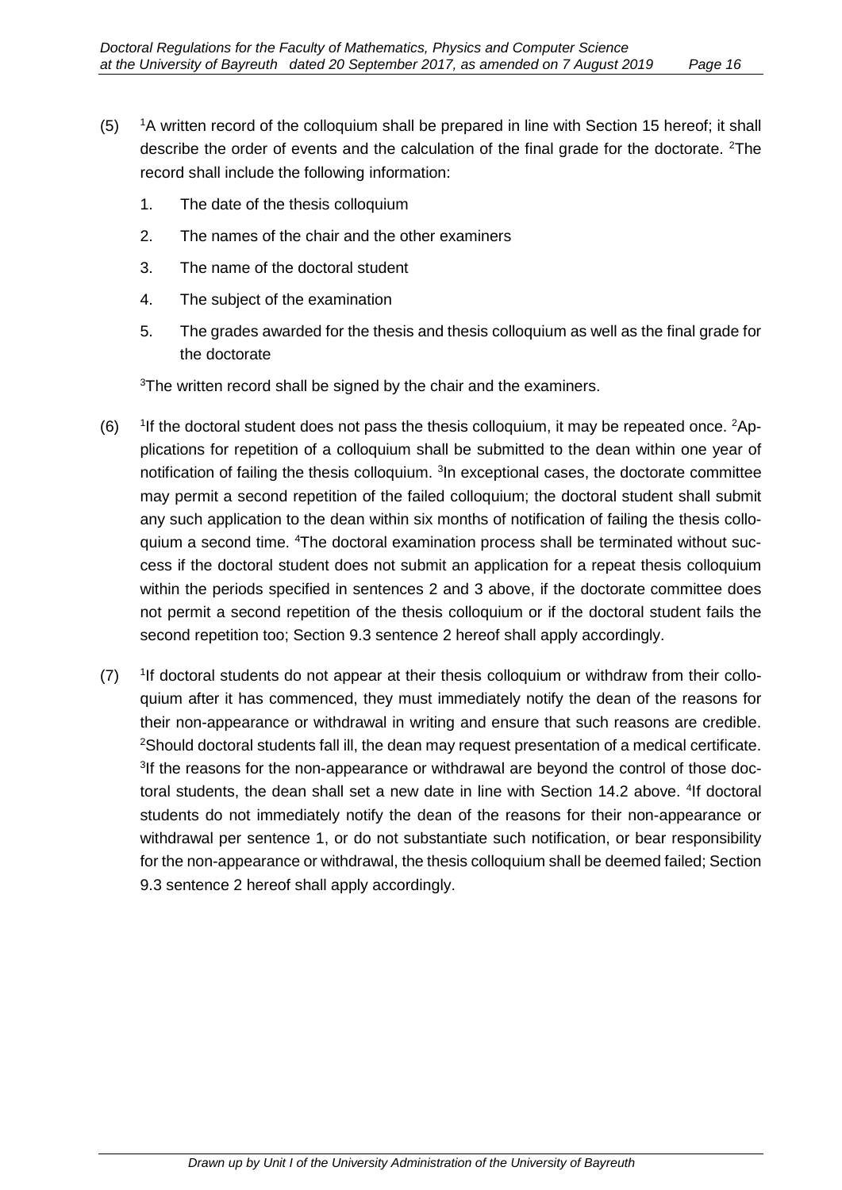(5) [1]A written record of the colloquium shall be prepared in line with Section 15 hereof; it shall describe the order of events and the calculation of the final grade for the doctorate. [2]The record shall include the following information:

1. The date of the thesis colloquium
2. The names of the chair and the other examiners
3. The name of the doctoral student
4. The subject of the examination
5. The grades awarded for the thesis and thesis colloquium as well as the final grade for the doctorate

[3]The written record shall be signed by the chair and the examiners.

(6) [1]If the doctoral student does not pass the thesis colloquium, it may be repeated once. [2]Applications for repetition of a colloquium shall be submitted to the dean within one year of notification of failing the thesis colloquium. [3]In exceptional cases, the doctorate committee may permit a second repetition of the failed colloquium; the doctoral student shall submit any such application to the dean within six months of notification of failing the thesis colloquium a second time. [4]The doctoral examination process shall be terminated without success if the doctoral student does not submit an application for a repeat thesis colloquium within the periods specified in sentences 2 and 3 above, if the doctorate committee does not permit a second repetition of the thesis colloquium or if the doctoral student fails the second repetition too; Section 9.3 sentence 2 hereof shall apply accordingly.

(7) [1]If doctoral students do not appear at their thesis colloquium or withdraw from their colloquium after it has commenced, they must immediately notify the dean of the reasons for their non-appearance or withdrawal in writing and ensure that such reasons are credible. [2]Should doctoral students fall ill, the dean may request presentation of a medical certificate. [3]If the reasons for the non-appearance or withdrawal are beyond the control of those doctoral students, the dean shall set a new date in line with Section 14.2 above. [4]If doctoral students do not immediately notify the dean of the reasons for their non-appearance or withdrawal per sentence 1, or do not substantiate such notification, or bear responsibility for the non-appearance or withdrawal, the thesis colloquium shall be deemed failed; Section 9.3 sentence 2 hereof shall apply accordingly.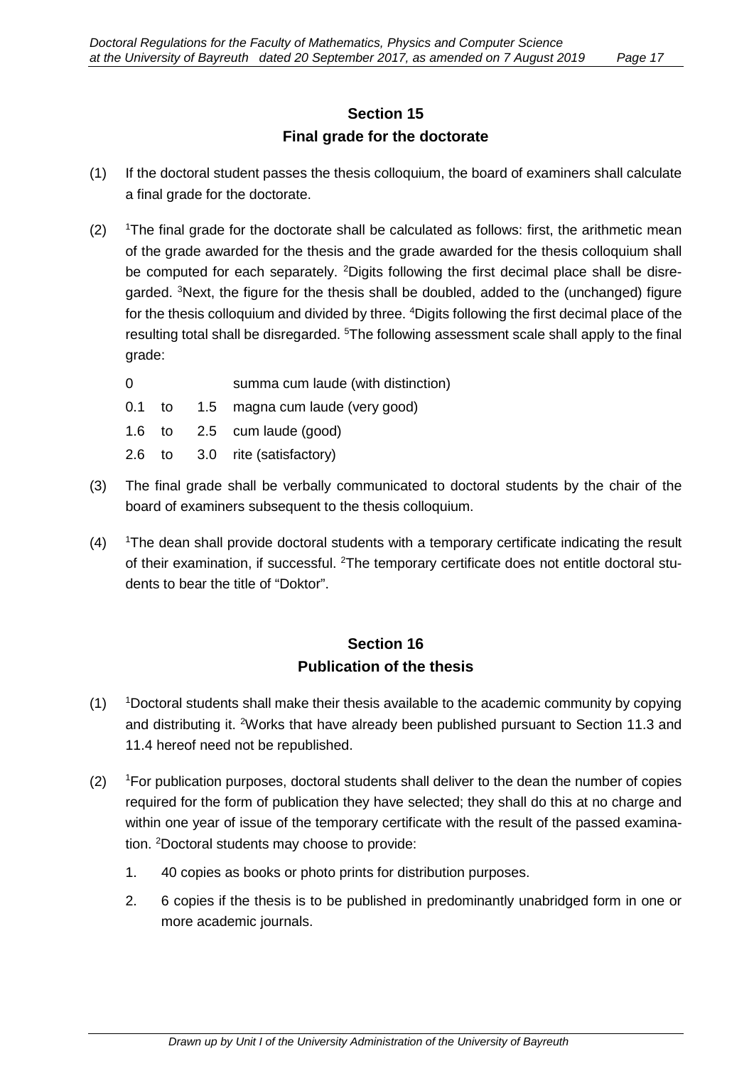## Section 15
## Final grade for the doctorate

(1) If the doctoral student passes the thesis colloquium, the board of examiners shall calculate a final grade for the doctorate.

(2) [1]The final grade for the doctorate shall be calculated as follows: first, the arithmetic mean of the grade awarded for the thesis and the grade awarded for the thesis colloquium shall be computed for each separately. [2]Digits following the first decimal place shall be disregarded. [3]Next, the figure for the thesis shall be doubled, added to the (unchanged) figure for the thesis colloquium and divided by three. [4]Digits following the first decimal place of the resulting total shall be disregarded. [5]The following assessment scale shall apply to the final grade:

| | | | |
|---|---|---|---|
| 0 | | | summa cum laude (with distinction) |
| 0.1 | to | 1.5 | magna cum laude (very good) |
| 1.6 | to | 2.5 | cum laude (good) |
| 2.6 | to | 3.0 | rite (satisfactory) |

(3) The final grade shall be verbally communicated to doctoral students by the chair of the board of examiners subsequent to the thesis colloquium.

(4) [1]The dean shall provide doctoral students with a temporary certificate indicating the result of their examination, if successful. [2]The temporary certificate does not entitle doctoral students to bear the title of "Doktor".

## Section 16
## Publication of the thesis

(1) [1]Doctoral students shall make their thesis available to the academic community by copying and distributing it. [2]Works that have already been published pursuant to Section 11.3 and 11.4 hereof need not be republished.

(2) [1]For publication purposes, doctoral students shall deliver to the dean the number of copies required for the form of publication they have selected; they shall do this at no charge and within one year of issue of the temporary certificate with the result of the passed examination. [2]Doctoral students may choose to provide:

1. 40 copies as books or photo prints for distribution purposes.
2. 6 copies if the thesis is to be published in predominantly unabridged form in one or more academic journals.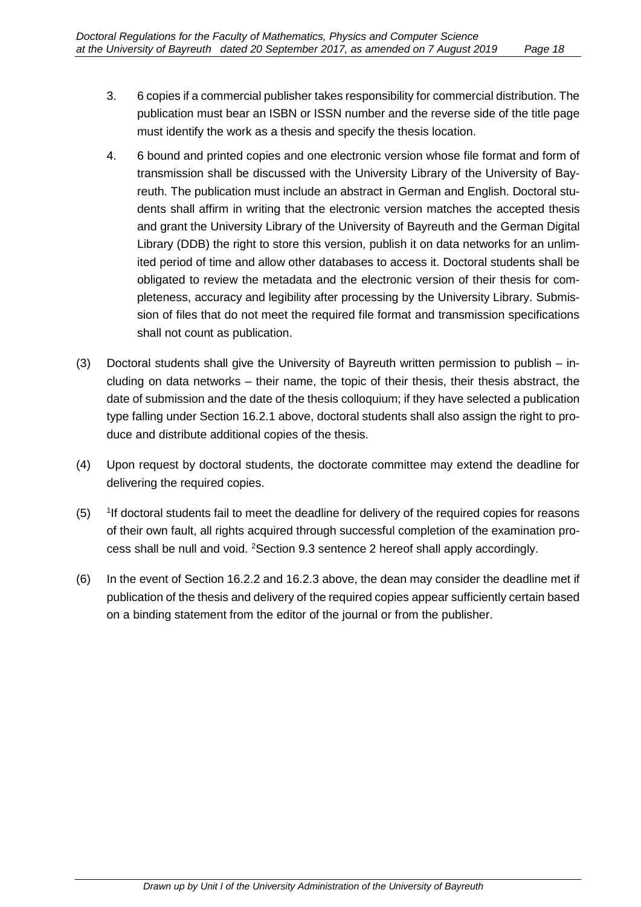3. 6 copies if a commercial publisher takes responsibility for commercial distribution. The publication must bear an ISBN or ISSN number and the reverse side of the title page must identify the work as a thesis and specify the thesis location.

4. 6 bound and printed copies and one electronic version whose file format and form of transmission shall be discussed with the University Library of the University of Bayreuth. The publication must include an abstract in German and English. Doctoral students shall affirm in writing that the electronic version matches the accepted thesis and grant the University Library of the University of Bayreuth and the German Digital Library (DDB) the right to store this version, publish it on data networks for an unlimited period of time and allow other databases to access it. Doctoral students shall be obligated to review the metadata and the electronic version of their thesis for completeness, accuracy and legibility after processing by the University Library. Submission of files that do not meet the required file format and transmission specifications shall not count as publication.

(3) Doctoral students shall give the University of Bayreuth written permission to publish – including on data networks – their name, the topic of their thesis, their thesis abstract, the date of submission and the date of the thesis colloquium; if they have selected a publication type falling under Section 16.2.1 above, doctoral students shall also assign the right to produce and distribute additional copies of the thesis.

(4) Upon request by doctoral students, the doctorate committee may extend the deadline for delivering the required copies.

(5) [1]If doctoral students fail to meet the deadline for delivery of the required copies for reasons of their own fault, all rights acquired through successful completion of the examination process shall be null and void. [2]Section 9.3 sentence 2 hereof shall apply accordingly.

(6) In the event of Section 16.2.2 and 16.2.3 above, the dean may consider the deadline met if publication of the thesis and delivery of the required copies appear sufficiently certain based on a binding statement from the editor of the journal or from the publisher.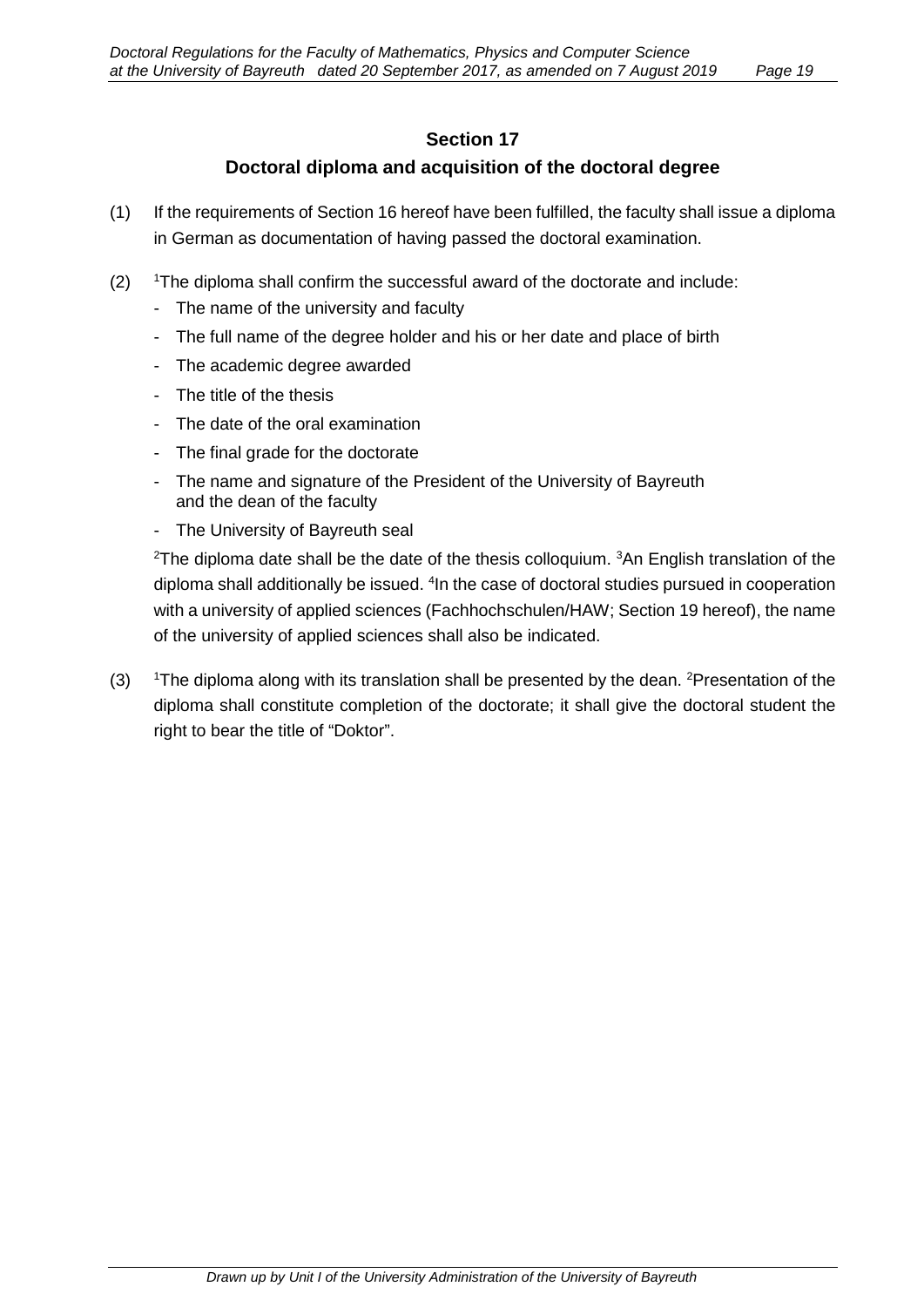## Section 17

## Doctoral diploma and acquisition of the doctoral degree

(1) If the requirements of Section 16 hereof have been fulfilled, the faculty shall issue a diploma in German as documentation of having passed the doctoral examination.

(2) [1]The diploma shall confirm the successful award of the doctorate and include:

- The name of the university and faculty
- The full name of the degree holder and his or her date and place of birth
- The academic degree awarded
- The title of the thesis
- The date of the oral examination
- The final grade for the doctorate
- The name and signature of the President of the University of Bayreuth and the dean of the faculty
- The University of Bayreuth seal

[2]The diploma date shall be the date of the thesis colloquium. [3]An English translation of the diploma shall additionally be issued. [4]In the case of doctoral studies pursued in cooperation with a university of applied sciences (Fachhochschulen/HAW; Section 19 hereof), the name of the university of applied sciences shall also be indicated.

(3) [1]The diploma along with its translation shall be presented by the dean. [2]Presentation of the diploma shall constitute completion of the doctorate; it shall give the doctoral student the right to bear the title of “Doktor”.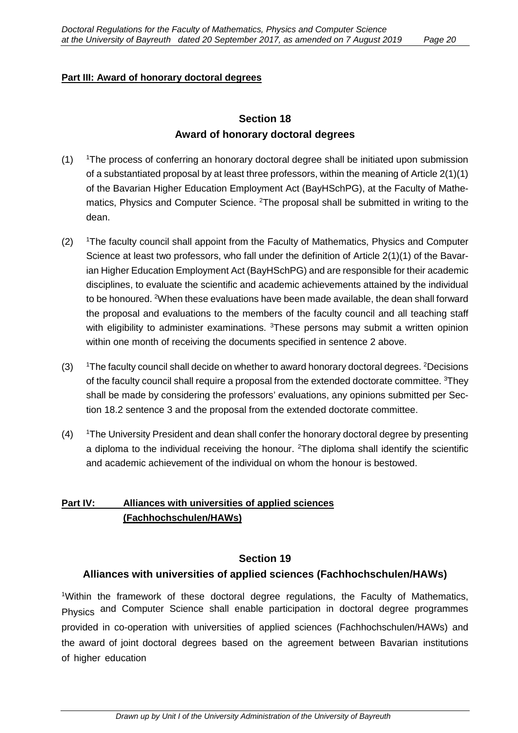**Part III: Award of honorary doctoral degrees**

## Section 18
## Award of honorary doctoral degrees

(1) [1]The process of conferring an honorary doctoral degree shall be initiated upon submission of a substantiated proposal by at least three professors, within the meaning of Article 2(1)(1) of the Bavarian Higher Education Employment Act (BayHSchPG), at the Faculty of Mathematics, Physics and Computer Science. [2]The proposal shall be submitted in writing to the dean.

(2) [1]The faculty council shall appoint from the Faculty of Mathematics, Physics and Computer Science at least two professors, who fall under the definition of Article 2(1)(1) of the Bavarian Higher Education Employment Act (BayHSchPG) and are responsible for their academic disciplines, to evaluate the scientific and academic achievements attained by the individual to be honoured. [2]When these evaluations have been made available, the dean shall forward the proposal and evaluations to the members of the faculty council and all teaching staff with eligibility to administer examinations. [3]These persons may submit a written opinion within one month of receiving the documents specified in sentence 2 above.

(3) [1]The faculty council shall decide on whether to award honorary doctoral degrees. [2]Decisions of the faculty council shall require a proposal from the extended doctorate committee. [3]They shall be made by considering the professors' evaluations, any opinions submitted per Section 18.2 sentence 3 and the proposal from the extended doctorate committee.

(4) [1]The University President and dean shall confer the honorary doctoral degree by presenting a diploma to the individual receiving the honour. [2]The diploma shall identify the scientific and academic achievement of the individual on whom the honour is bestowed.

**Part IV: Alliances with universities of applied sciences (Fachhochschulen/HAWs)**

## Section 19
## Alliances with universities of applied sciences (Fachhochschulen/HAWs)

[1]Within the framework of these doctoral degree regulations, the Faculty of Mathematics, Physics and Computer Science shall enable participation in doctoral degree programmes provided in co-operation with universities of applied sciences (Fachhochschulen/HAWs) and the award of joint doctoral degrees based on the agreement between Bavarian institutions of higher education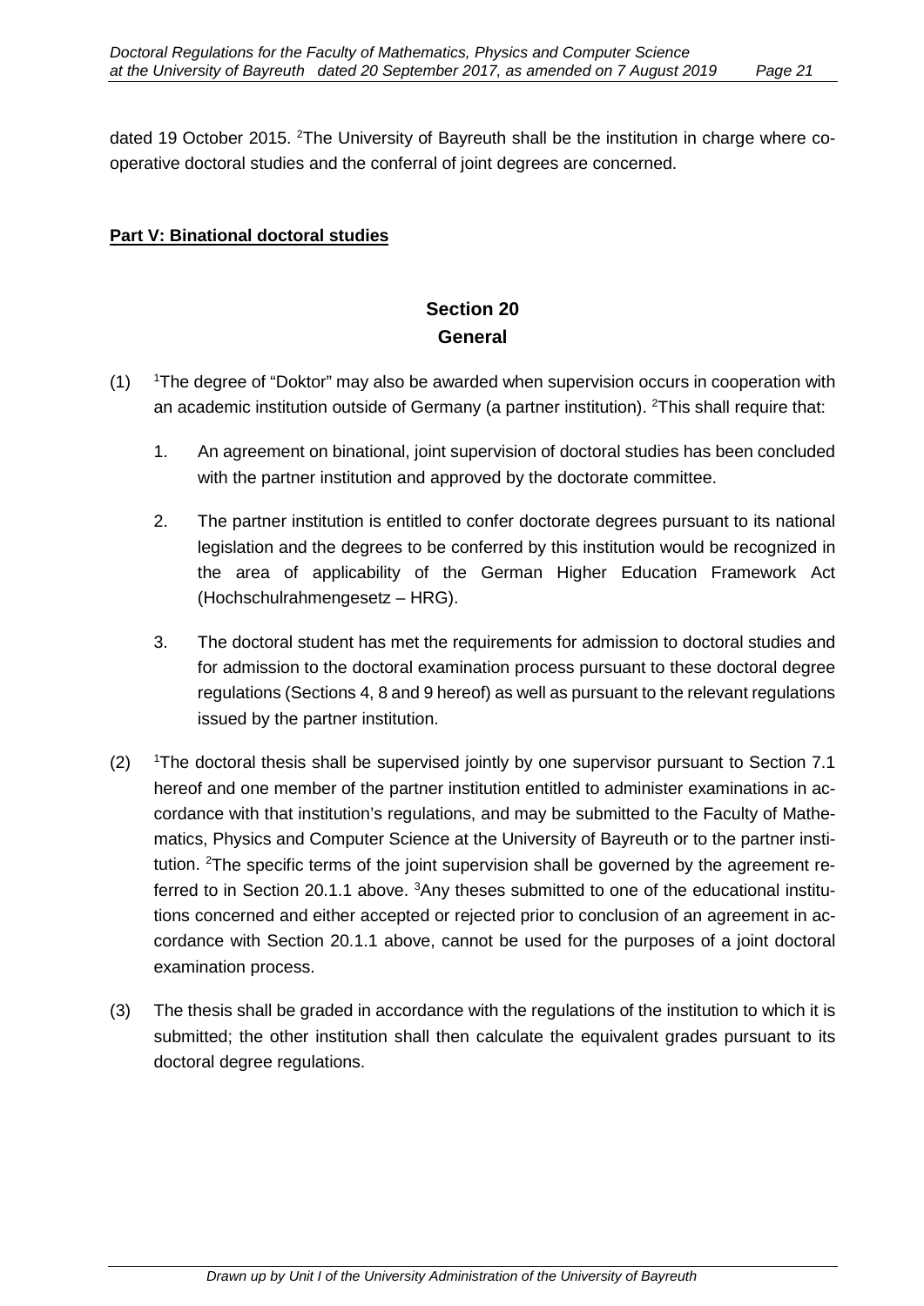dated 19 October 2015. [2]The University of Bayreuth shall be the institution in charge where co-operative doctoral studies and the conferral of joint degrees are concerned.

**Part V: Binational doctoral studies**

## Section 20
## General

(1) [1]The degree of "Doktor" may also be awarded when supervision occurs in cooperation with an academic institution outside of Germany (a partner institution). [2]This shall require that:

1. An agreement on binational, joint supervision of doctoral studies has been concluded with the partner institution and approved by the doctorate committee.

2. The partner institution is entitled to confer doctorate degrees pursuant to its national legislation and the degrees to be conferred by this institution would be recognized in the area of applicability of the German Higher Education Framework Act (Hochschulrahmengesetz – HRG).

3. The doctoral student has met the requirements for admission to doctoral studies and for admission to the doctoral examination process pursuant to these doctoral degree regulations (Sections 4, 8 and 9 hereof) as well as pursuant to the relevant regulations issued by the partner institution.

(2) [1]The doctoral thesis shall be supervised jointly by one supervisor pursuant to Section 7.1 hereof and one member of the partner institution entitled to administer examinations in accordance with that institution's regulations, and may be submitted to the Faculty of Mathematics, Physics and Computer Science at the University of Bayreuth or to the partner institution. [2]The specific terms of the joint supervision shall be governed by the agreement referred to in Section 20.1.1 above. [3]Any theses submitted to one of the educational institutions concerned and either accepted or rejected prior to conclusion of an agreement in accordance with Section 20.1.1 above, cannot be used for the purposes of a joint doctoral examination process.

(3) The thesis shall be graded in accordance with the regulations of the institution to which it is submitted; the other institution shall then calculate the equivalent grades pursuant to its doctoral degree regulations.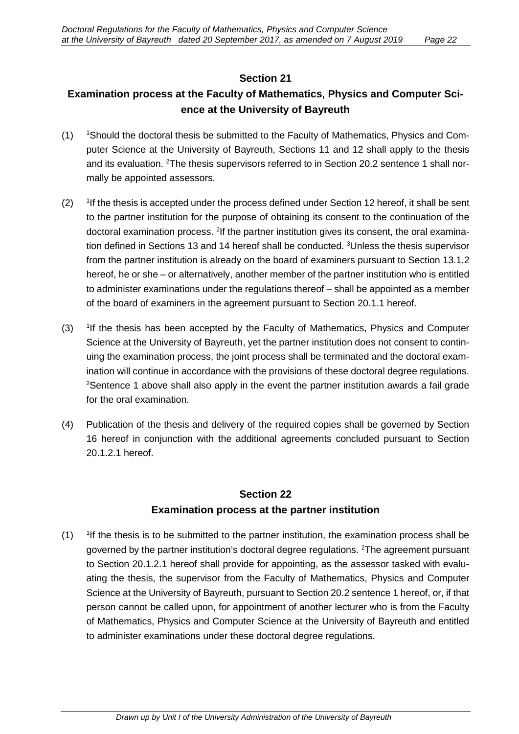## Section 21
## Examination process at the Faculty of Mathematics, Physics and Computer Science at the University of Bayreuth

(1) [1]Should the doctoral thesis be submitted to the Faculty of Mathematics, Physics and Computer Science at the University of Bayreuth, Sections 11 and 12 shall apply to the thesis and its evaluation. [2]The thesis supervisors referred to in Section 20.2 sentence 1 shall normally be appointed assessors.

(2) [1]If the thesis is accepted under the process defined under Section 12 hereof, it shall be sent to the partner institution for the purpose of obtaining its consent to the continuation of the doctoral examination process. [2]If the partner institution gives its consent, the oral examination defined in Sections 13 and 14 hereof shall be conducted. [3]Unless the thesis supervisor from the partner institution is already on the board of examiners pursuant to Section 13.1.2 hereof, he or she – or alternatively, another member of the partner institution who is entitled to administer examinations under the regulations thereof – shall be appointed as a member of the board of examiners in the agreement pursuant to Section 20.1.1 hereof.

(3) [1]If the thesis has been accepted by the Faculty of Mathematics, Physics and Computer Science at the University of Bayreuth, yet the partner institution does not consent to continuing the examination process, the joint process shall be terminated and the doctoral examination will continue in accordance with the provisions of these doctoral degree regulations. [2]Sentence 1 above shall also apply in the event the partner institution awards a fail grade for the oral examination.

(4) Publication of the thesis and delivery of the required copies shall be governed by Section 16 hereof in conjunction with the additional agreements concluded pursuant to Section 20.1.2.1 hereof.

## Section 22
## Examination process at the partner institution

(1) [1]If the thesis is to be submitted to the partner institution, the examination process shall be governed by the partner institution's doctoral degree regulations. [2]The agreement pursuant to Section 20.1.2.1 hereof shall provide for appointing, as the assessor tasked with evaluating the thesis, the supervisor from the Faculty of Mathematics, Physics and Computer Science at the University of Bayreuth, pursuant to Section 20.2 sentence 1 hereof, or, if that person cannot be called upon, for appointment of another lecturer who is from the Faculty of Mathematics, Physics and Computer Science at the University of Bayreuth and entitled to administer examinations under these doctoral degree regulations.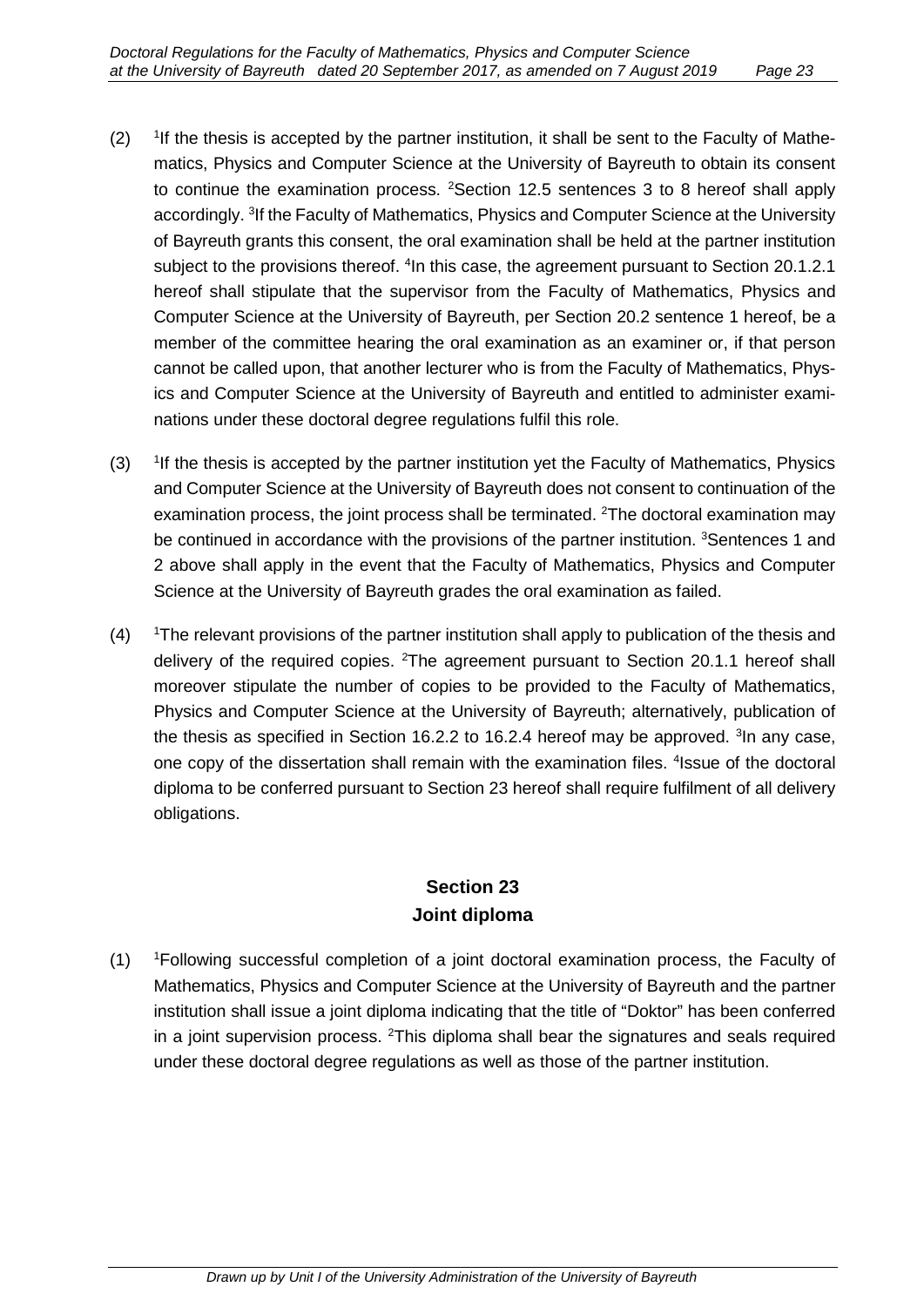(2) [1]If the thesis is accepted by the partner institution, it shall be sent to the Faculty of Mathematics, Physics and Computer Science at the University of Bayreuth to obtain its consent to continue the examination process. [2]Section 12.5 sentences 3 to 8 hereof shall apply accordingly. [3]If the Faculty of Mathematics, Physics and Computer Science at the University of Bayreuth grants this consent, the oral examination shall be held at the partner institution subject to the provisions thereof. [4]In this case, the agreement pursuant to Section 20.1.2.1 hereof shall stipulate that the supervisor from the Faculty of Mathematics, Physics and Computer Science at the University of Bayreuth, per Section 20.2 sentence 1 hereof, be a member of the committee hearing the oral examination as an examiner or, if that person cannot be called upon, that another lecturer who is from the Faculty of Mathematics, Physics and Computer Science at the University of Bayreuth and entitled to administer examinations under these doctoral degree regulations fulfil this role.

(3) [1]If the thesis is accepted by the partner institution yet the Faculty of Mathematics, Physics and Computer Science at the University of Bayreuth does not consent to continuation of the examination process, the joint process shall be terminated. [2]The doctoral examination may be continued in accordance with the provisions of the partner institution. [3]Sentences 1 and 2 above shall apply in the event that the Faculty of Mathematics, Physics and Computer Science at the University of Bayreuth grades the oral examination as failed.

(4) [1]The relevant provisions of the partner institution shall apply to publication of the thesis and delivery of the required copies. [2]The agreement pursuant to Section 20.1.1 hereof shall moreover stipulate the number of copies to be provided to the Faculty of Mathematics, Physics and Computer Science at the University of Bayreuth; alternatively, publication of the thesis as specified in Section 16.2.2 to 16.2.4 hereof may be approved. [3]In any case, one copy of the dissertation shall remain with the examination files. [4]Issue of the doctoral diploma to be conferred pursuant to Section 23 hereof shall require fulfilment of all delivery obligations.

## Section 23
## Joint diploma

(1) [1]Following successful completion of a joint doctoral examination process, the Faculty of Mathematics, Physics and Computer Science at the University of Bayreuth and the partner institution shall issue a joint diploma indicating that the title of "Doktor" has been conferred in a joint supervision process. [2]This diploma shall bear the signatures and seals required under these doctoral degree regulations as well as those of the partner institution.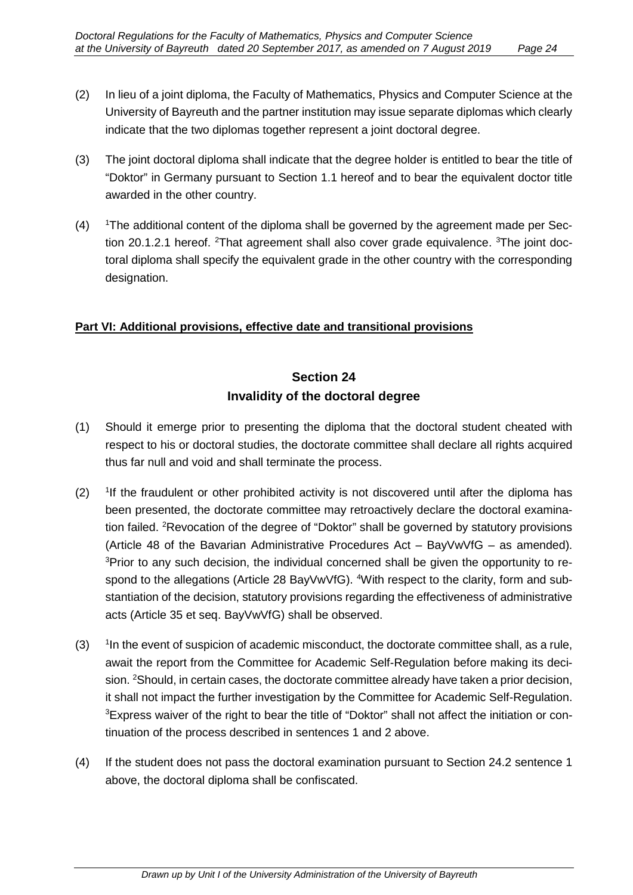(2) In lieu of a joint diploma, the Faculty of Mathematics, Physics and Computer Science at the University of Bayreuth and the partner institution may issue separate diplomas which clearly indicate that the two diplomas together represent a joint doctoral degree.

(3) The joint doctoral diploma shall indicate that the degree holder is entitled to bear the title of "Doktor" in Germany pursuant to Section 1.1 hereof and to bear the equivalent doctor title awarded in the other country.

(4) [1]The additional content of the diploma shall be governed by the agreement made per Section 20.1.2.1 hereof. [2]That agreement shall also cover grade equivalence. [3]The joint doctoral diploma shall specify the equivalent grade in the other country with the corresponding designation.

**Part VI: Additional provisions, effective date and transitional provisions**

## Section 24
## Invalidity of the doctoral degree

(1) Should it emerge prior to presenting the diploma that the doctoral student cheated with respect to his or doctoral studies, the doctorate committee shall declare all rights acquired thus far null and void and shall terminate the process.

(2) [1]If the fraudulent or other prohibited activity is not discovered until after the diploma has been presented, the doctorate committee may retroactively declare the doctoral examination failed. [2]Revocation of the degree of "Doktor" shall be governed by statutory provisions (Article 48 of the Bavarian Administrative Procedures Act – BayVwVfG – as amended). [3]Prior to any such decision, the individual concerned shall be given the opportunity to respond to the allegations (Article 28 BayVwVfG). [4]With respect to the clarity, form and substantiation of the decision, statutory provisions regarding the effectiveness of administrative acts (Article 35 et seq. BayVwVfG) shall be observed.

(3) [1]In the event of suspicion of academic misconduct, the doctorate committee shall, as a rule, await the report from the Committee for Academic Self-Regulation before making its decision. [2]Should, in certain cases, the doctorate committee already have taken a prior decision, it shall not impact the further investigation by the Committee for Academic Self-Regulation. [3]Express waiver of the right to bear the title of "Doktor" shall not affect the initiation or continuation of the process described in sentences 1 and 2 above.

(4) If the student does not pass the doctoral examination pursuant to Section 24.2 sentence 1 above, the doctoral diploma shall be confiscated.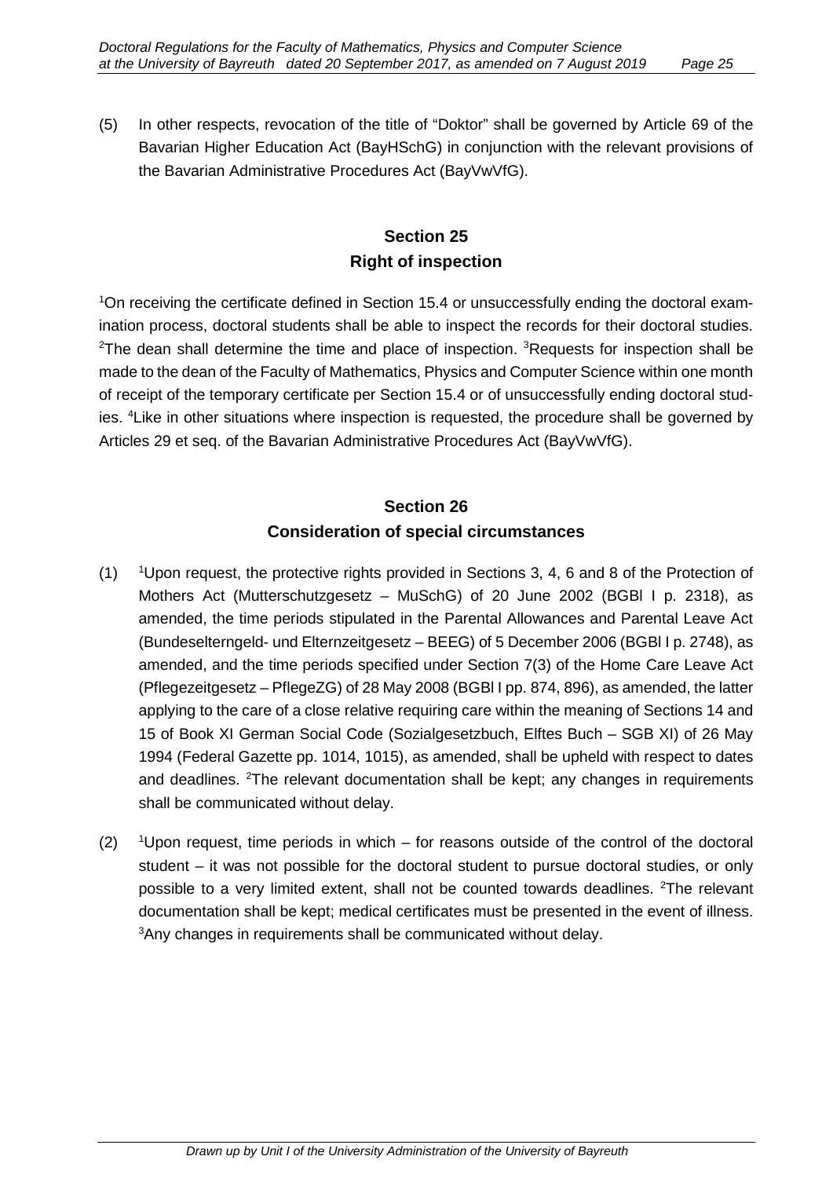(5) In other respects, revocation of the title of “Doktor” shall be governed by Article 69 of the Bavarian Higher Education Act (BayHSchG) in conjunction with the relevant provisions of the Bavarian Administrative Procedures Act (BayVwVfG).

## Section 25
## Right of inspection

[1]On receiving the certificate defined in Section 15.4 or unsuccessfully ending the doctoral examination process, doctoral students shall be able to inspect the records for their doctoral studies. [2]The dean shall determine the time and place of inspection. [3]Requests for inspection shall be made to the dean of the Faculty of Mathematics, Physics and Computer Science within one month of receipt of the temporary certificate per Section 15.4 or of unsuccessfully ending doctoral studies. [4]Like in other situations where inspection is requested, the procedure shall be governed by Articles 29 et seq. of the Bavarian Administrative Procedures Act (BayVwVfG).

## Section 26
## Consideration of special circumstances

(1) [1]Upon request, the protective rights provided in Sections 3, 4, 6 and 8 of the Protection of Mothers Act (Mutterschutzgesetz – MuSchG) of 20 June 2002 (BGBl I p. 2318), as amended, the time periods stipulated in the Parental Allowances and Parental Leave Act (Bundeselterngeld- und Elternzeitgesetz – BEEG) of 5 December 2006 (BGBl I p. 2748), as amended, and the time periods specified under Section 7(3) of the Home Care Leave Act (Pflegezeitgesetz – PflegeZG) of 28 May 2008 (BGBl I pp. 874, 896), as amended, the latter applying to the care of a close relative requiring care within the meaning of Sections 14 and 15 of Book XI German Social Code (Sozialgesetzbuch, Elftes Buch – SGB XI) of 26 May 1994 (Federal Gazette pp. 1014, 1015), as amended, shall be upheld with respect to dates and deadlines. [2]The relevant documentation shall be kept; any changes in requirements shall be communicated without delay.

(2) [1]Upon request, time periods in which – for reasons outside of the control of the doctoral student – it was not possible for the doctoral student to pursue doctoral studies, or only possible to a very limited extent, shall not be counted towards deadlines. [2]The relevant documentation shall be kept; medical certificates must be presented in the event of illness. [3]Any changes in requirements shall be communicated without delay.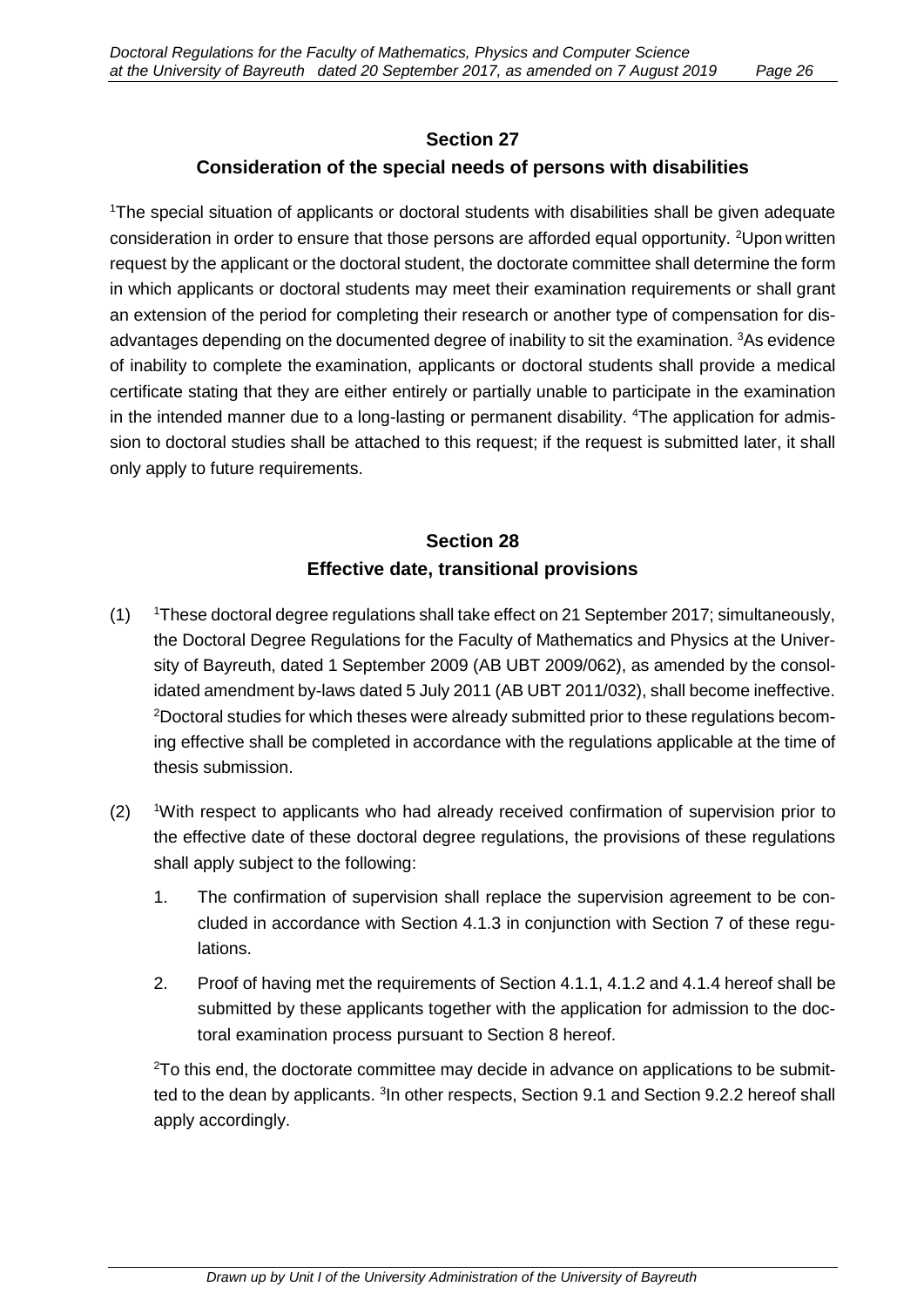## Section 27

## Consideration of the special needs of persons with disabilities

[1]The special situation of applicants or doctoral students with disabilities shall be given adequate consideration in order to ensure that those persons are afforded equal opportunity. [2]Upon written request by the applicant or the doctoral student, the doctorate committee shall determine the form in which applicants or doctoral students may meet their examination requirements or shall grant an extension of the period for completing their research or another type of compensation for disadvantages depending on the documented degree of inability to sit the examination. [3]As evidence of inability to complete the examination, applicants or doctoral students shall provide a medical certificate stating that they are either entirely or partially unable to participate in the examination in the intended manner due to a long-lasting or permanent disability. [4]The application for admission to doctoral studies shall be attached to this request; if the request is submitted later, it shall only apply to future requirements.

## Section 28

## Effective date, transitional provisions

(1) [1]These doctoral degree regulations shall take effect on 21 September 2017; simultaneously, the Doctoral Degree Regulations for the Faculty of Mathematics and Physics at the University of Bayreuth, dated 1 September 2009 (AB UBT 2009/062), as amended by the consolidated amendment by-laws dated 5 July 2011 (AB UBT 2011/032), shall become ineffective. [2]Doctoral studies for which theses were already submitted prior to these regulations becoming effective shall be completed in accordance with the regulations applicable at the time of thesis submission.

(2) [1]With respect to applicants who had already received confirmation of supervision prior to the effective date of these doctoral degree regulations, the provisions of these regulations shall apply subject to the following:

1. The confirmation of supervision shall replace the supervision agreement to be concluded in accordance with Section 4.1.3 in conjunction with Section 7 of these regulations.
2. Proof of having met the requirements of Section 4.1.1, 4.1.2 and 4.1.4 hereof shall be submitted by these applicants together with the application for admission to the doctoral examination process pursuant to Section 8 hereof.

[2]To this end, the doctorate committee may decide in advance on applications to be submitted to the dean by applicants. [3]In other respects, Section 9.1 and Section 9.2.2 hereof shall apply accordingly.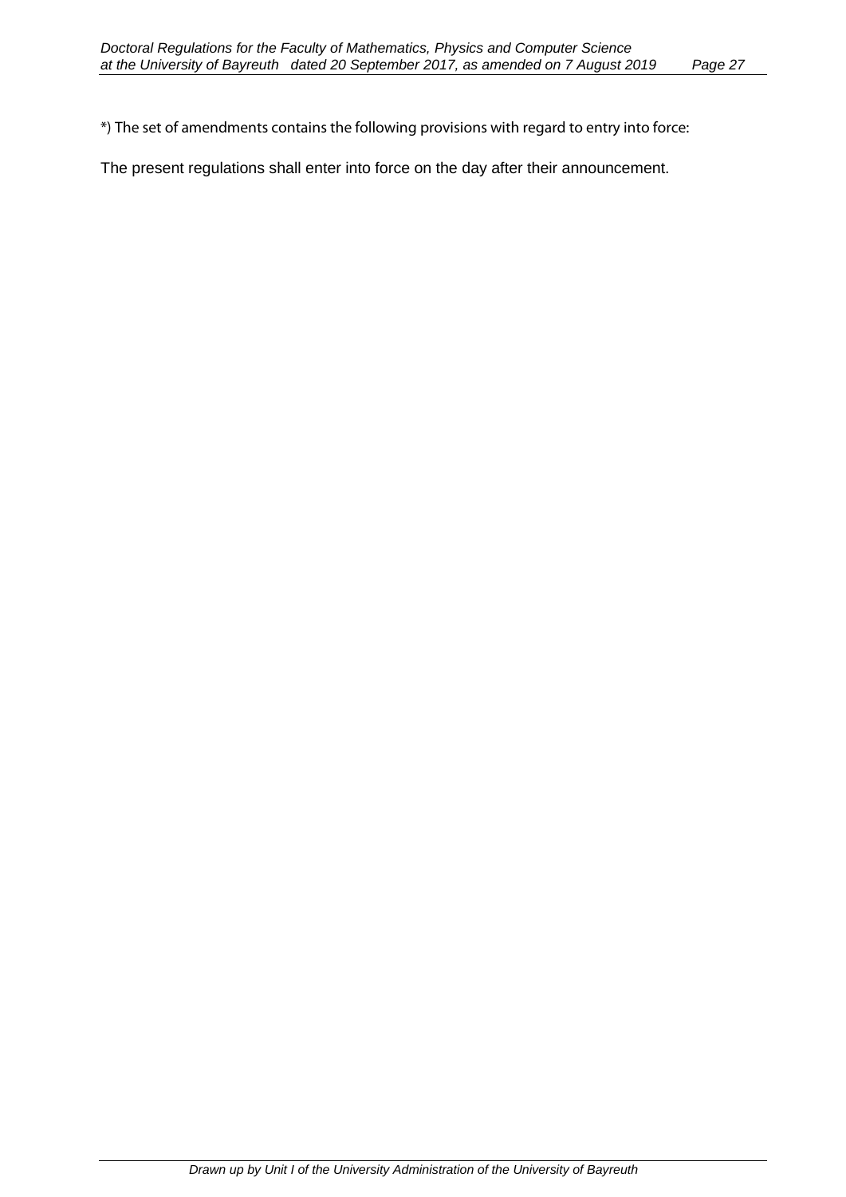*) The set of amendments contains the following provisions with regard to entry into force:

The present regulations shall enter into force on the day after their announcement.